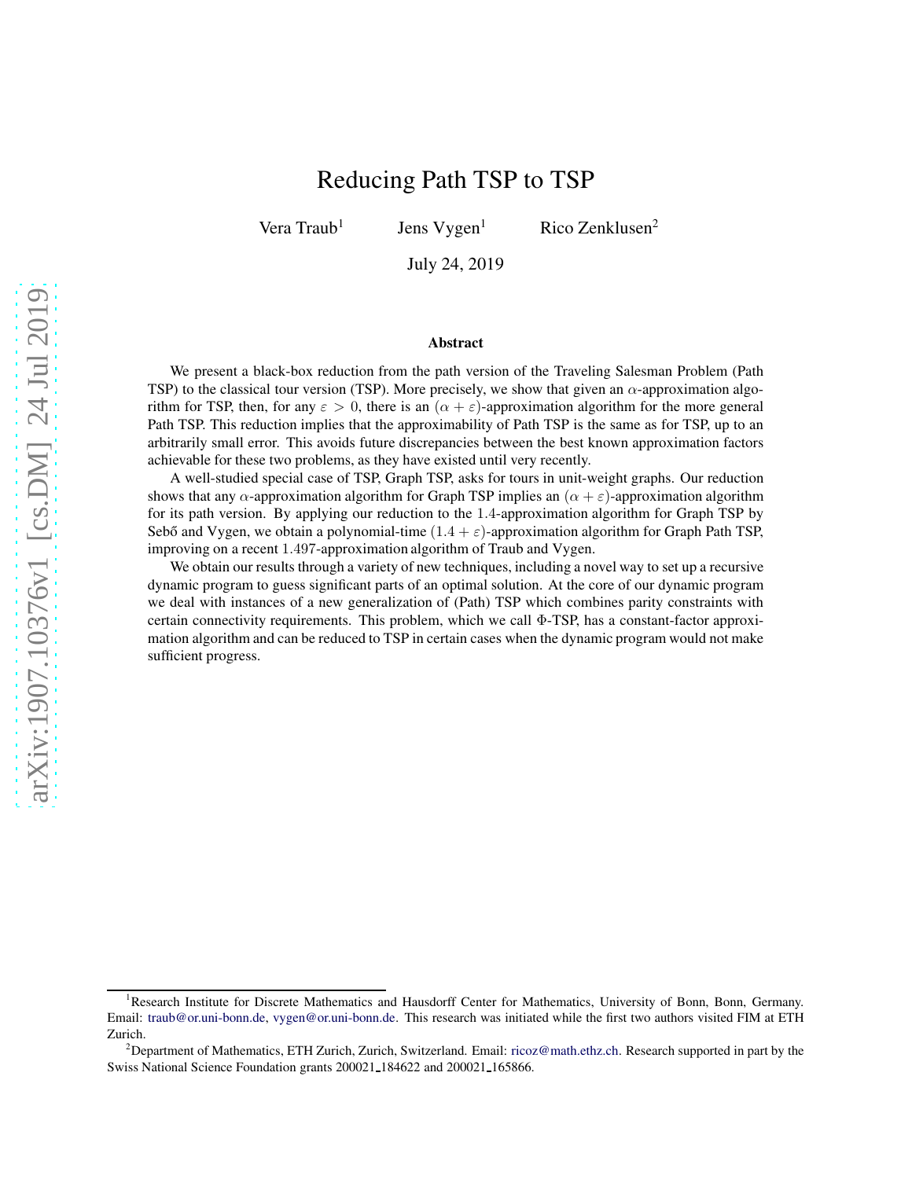# Reducing Path TSP to TSP

Vera Traub[1] Jens Vygen[1] Rico Zenklusen[2]

July 24, 2019

### Abstract

We present a black-box reduction from the path version of the Traveling Salesman Problem (Path TSP) to the classical tour version (TSP). More precisely, we show that given an $\alpha$-approximation algorithm for TSP, then, for any $\varepsilon > 0$, there is an $(\alpha + \varepsilon)$-approximation algorithm for the more general Path TSP. This reduction implies that the approximability of Path TSP is the same as for TSP, up to an arbitrarily small error. This avoids future discrepancies between the best known approximation factors achievable for these two problems, as they have existed until very recently.

A well-studied special case of TSP, Graph TSP, asks for tours in unit-weight graphs. Our reduction shows that any $\alpha$-approximation algorithm for Graph TSP implies an $(\alpha + \varepsilon)$-approximation algorithm for its path version. By applying our reduction to the $1.4$-approximation algorithm for Graph TSP by Sebő and Vygen, we obtain a polynomial-time $(1.4 + \varepsilon)$-approximation algorithm for Graph Path TSP, improving on a recent $1.497$-approximation algorithm of Traub and Vygen.

We obtain our results through a variety of new techniques, including a novel way to set up a recursive dynamic program to guess significant parts of an optimal solution. At the core of our dynamic program we deal with instances of a new generalization of (Path) TSP which combines parity constraints with certain connectivity requirements. This problem, which we call $\Phi$-TSP, has a constant-factor approximation algorithm and can be reduced to TSP in certain cases when the dynamic program would not make sufficient progress.

---

[1]Research Institute for Discrete Mathematics and Hausdorff Center for Mathematics, University of Bonn, Bonn, Germany. Email: traub@or.uni-bonn.de, vygen@or.uni-bonn.de. This research was initiated while the first two authors visited FIM at ETH Zurich.

[2]Department of Mathematics, ETH Zurich, Zurich, Switzerland. Email: ricoz@math.ethz.ch. Research supported in part by the Swiss National Science Foundation grants 200021_184622 and 200021_165866.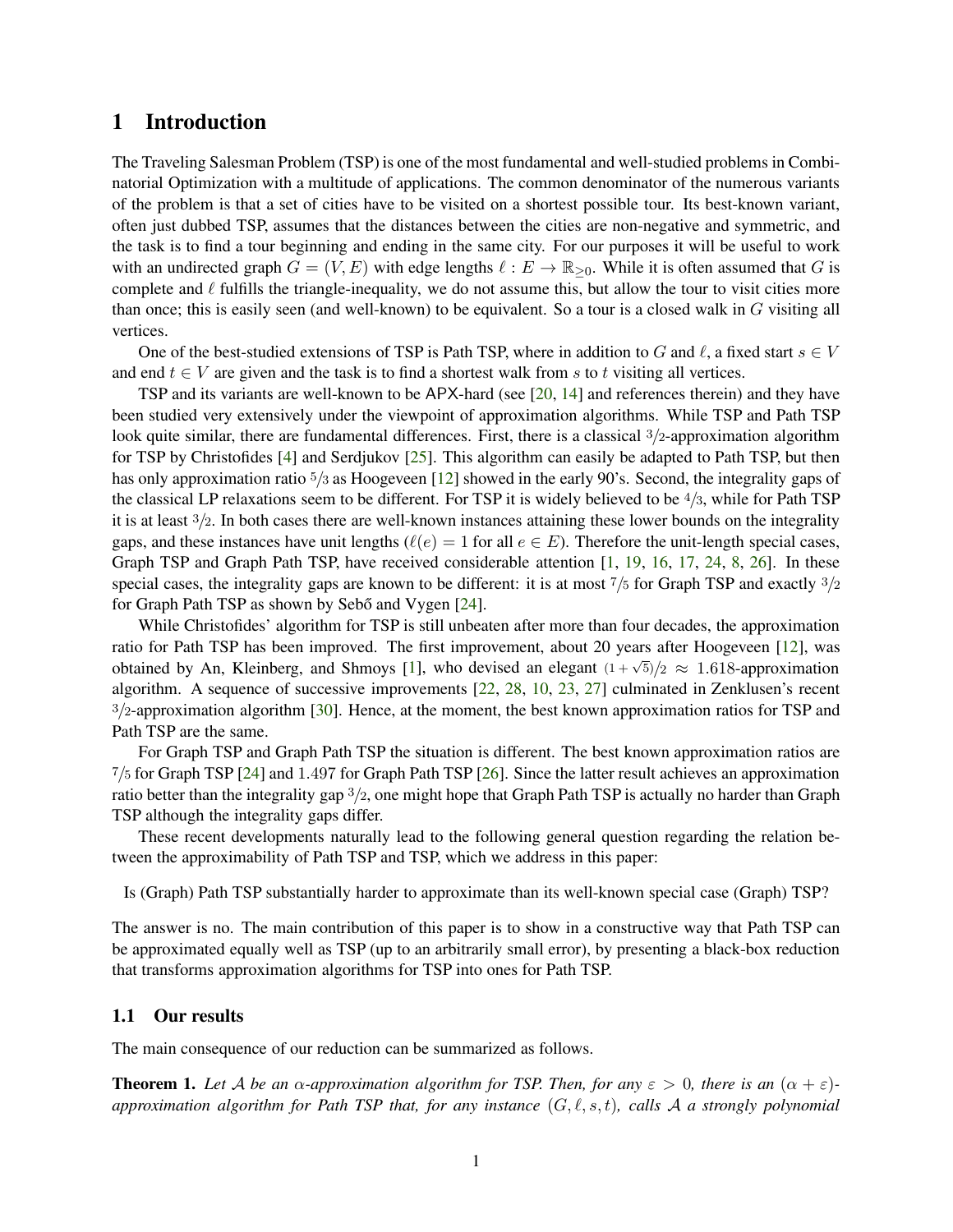## 1 Introduction

The Traveling Salesman Problem (TSP) is one of the most fundamental and well-studied problems in Combinatorial Optimization with a multitude of applications. The common denominator of the numerous variants of the problem is that a set of cities have to be visited on a shortest possible tour. Its best-known variant, often just dubbed TSP, assumes that the distances between the cities are non-negative and symmetric, and the task is to find a tour beginning and ending in the same city. For our purposes it will be useful to work with an undirected graph $G = (V, E)$ with edge lengths $\ell : E \to \mathbb{R}_{\geq 0}$. While it is often assumed that $G$ is complete and $\ell$ fulfills the triangle-inequality, we do not assume this, but allow the tour to visit cities more than once; this is easily seen (and well-known) to be equivalent. So a tour is a closed walk in $G$ visiting all vertices.

One of the best-studied extensions of TSP is Path TSP, where in addition to $G$ and $\ell$, a fixed start $s \in V$ and end $t \in V$ are given and the task is to find a shortest walk from $s$ to $t$ visiting all vertices.

TSP and its variants are well-known to be APX-hard (see [20, 14] and references therein) and they have been studied very extensively under the viewpoint of approximation algorithms. While TSP and Path TSP look quite similar, there are fundamental differences. First, there is a classical $3/2$-approximation algorithm for TSP by Christofides [4] and Serdjukov [25]. This algorithm can easily be adapted to Path TSP, but then has only approximation ratio $5/3$ as Hoogeveen [12] showed in the early 90's. Second, the integrality gaps of the classical LP relaxations seem to be different. For TSP it is widely believed to be $4/3$, while for Path TSP it is at least $3/2$. In both cases there are well-known instances attaining these lower bounds on the integrality gaps, and these instances have unit lengths ($\ell(e) = 1$ for all $e \in E$). Therefore the unit-length special cases, Graph TSP and Graph Path TSP, have received considerable attention [1, 19, 16, 17, 24, 8, 26]. In these special cases, the integrality gaps are known to be different: it is at most $7/5$ for Graph TSP and exactly $3/2$ for Graph Path TSP as shown by Sebő and Vygen [24].

While Christofides' algorithm for TSP is still unbeaten after more than four decades, the approximation ratio for Path TSP has been improved. The first improvement, about 20 years after Hoogeveen [12], was obtained by An, Kleinberg, and Shmoys [1], who devised an elegant $(1+\sqrt{5})/2 \approx 1.618$-approximation algorithm. A sequence of successive improvements [22, 28, 10, 23, 27] culminated in Zenklusen's recent $3/2$-approximation algorithm [30]. Hence, at the moment, the best known approximation ratios for TSP and Path TSP are the same.

For Graph TSP and Graph Path TSP the situation is different. The best known approximation ratios are $7/5$ for Graph TSP [24] and $1.497$ for Graph Path TSP [26]. Since the latter result achieves an approximation ratio better than the integrality gap $3/2$, one might hope that Graph Path TSP is actually no harder than Graph TSP although the integrality gaps differ.

These recent developments naturally lead to the following general question regarding the relation between the approximability of Path TSP and TSP, which we address in this paper:

Is (Graph) Path TSP substantially harder to approximate than its well-known special case (Graph) TSP?

The answer is no. The main contribution of this paper is to show in a constructive way that Path TSP can be approximated equally well as TSP (up to an arbitrarily small error), by presenting a black-box reduction that transforms approximation algorithms for TSP into ones for Path TSP.

### 1.1 Our results

The main consequence of our reduction can be summarized as follows.

**Theorem 1.** *Let $\mathcal{A}$ be an $\alpha$-approximation algorithm for TSP. Then, for any $\varepsilon > 0$, there is an $(\alpha + \varepsilon)$-approximation algorithm for Path TSP that, for any instance $(G, \ell, s, t)$, calls $\mathcal{A}$ a strongly polynomial*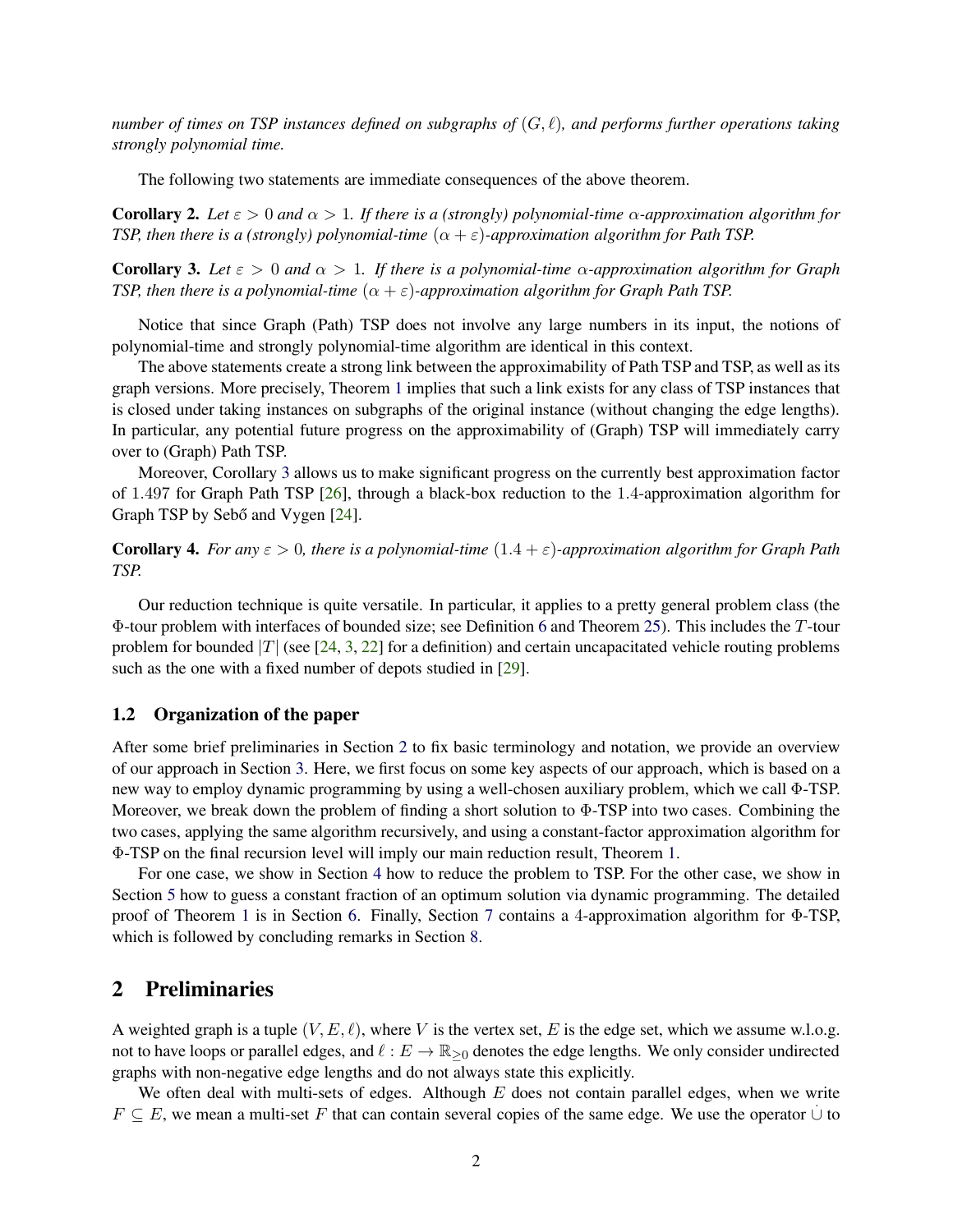*number of times on TSP instances defined on subgraphs of $(G, \ell)$, and performs further operations taking strongly polynomial time.*

The following two statements are immediate consequences of the above theorem.

**Corollary 2.** *Let $\varepsilon > 0$ and $\alpha > 1$. If there is a (strongly) polynomial-time $\alpha$-approximation algorithm for TSP, then there is a (strongly) polynomial-time $(\alpha + \varepsilon)$-approximation algorithm for Path TSP.*

**Corollary 3.** *Let $\varepsilon > 0$ and $\alpha > 1$. If there is a polynomial-time $\alpha$-approximation algorithm for Graph TSP, then there is a polynomial-time $(\alpha + \varepsilon)$-approximation algorithm for Graph Path TSP.*

Notice that since Graph (Path) TSP does not involve any large numbers in its input, the notions of polynomial-time and strongly polynomial-time algorithm are identical in this context.

The above statements create a strong link between the approximability of Path TSP and TSP, as well as its graph versions. More precisely, Theorem 1 implies that such a link exists for any class of TSP instances that is closed under taking instances on subgraphs of the original instance (without changing the edge lengths). In particular, any potential future progress on the approximability of (Graph) TSP will immediately carry over to (Graph) Path TSP.

Moreover, Corollary 3 allows us to make significant progress on the currently best approximation factor of $1.497$ for Graph Path TSP [26], through a black-box reduction to the $1.4$-approximation algorithm for Graph TSP by Sebő and Vygen [24].

**Corollary 4.** *For any $\varepsilon > 0$, there is a polynomial-time $(1.4 + \varepsilon)$-approximation algorithm for Graph Path TSP.*

Our reduction technique is quite versatile. In particular, it applies to a pretty general problem class (the $\Phi$-tour problem with interfaces of bounded size; see Definition 6 and Theorem 25). This includes the $T$-tour problem for bounded $|T|$ (see [24, 3, 22] for a definition) and certain uncapacitated vehicle routing problems such as the one with a fixed number of depots studied in [29].

### 1.2 Organization of the paper

After some brief preliminaries in Section 2 to fix basic terminology and notation, we provide an overview of our approach in Section 3. Here, we first focus on some key aspects of our approach, which is based on a new way to employ dynamic programming by using a well-chosen auxiliary problem, which we call $\Phi$-TSP. Moreover, we break down the problem of finding a short solution to $\Phi$-TSP into two cases. Combining the two cases, applying the same algorithm recursively, and using a constant-factor approximation algorithm for $\Phi$-TSP on the final recursion level will imply our main reduction result, Theorem 1.

For one case, we show in Section 4 how to reduce the problem to TSP. For the other case, we show in Section 5 how to guess a constant fraction of an optimum solution via dynamic programming. The detailed proof of Theorem 1 is in Section 6. Finally, Section 7 contains a 4-approximation algorithm for $\Phi$-TSP, which is followed by concluding remarks in Section 8.

## 2 Preliminaries

A weighted graph is a tuple $(V, E, \ell)$, where $V$ is the vertex set, $E$ is the edge set, which we assume w.l.o.g. not to have loops or parallel edges, and $\ell : E \to \mathbb{R}_{\geq 0}$ denotes the edge lengths. We only consider undirected graphs with non-negative edge lengths and do not always state this explicitly.

We often deal with multi-sets of edges. Although $E$ does not contain parallel edges, when we write $F \subseteq E$, we mean a multi-set $F$ that can contain several copies of the same edge. We use the operator $\dot\cup$ to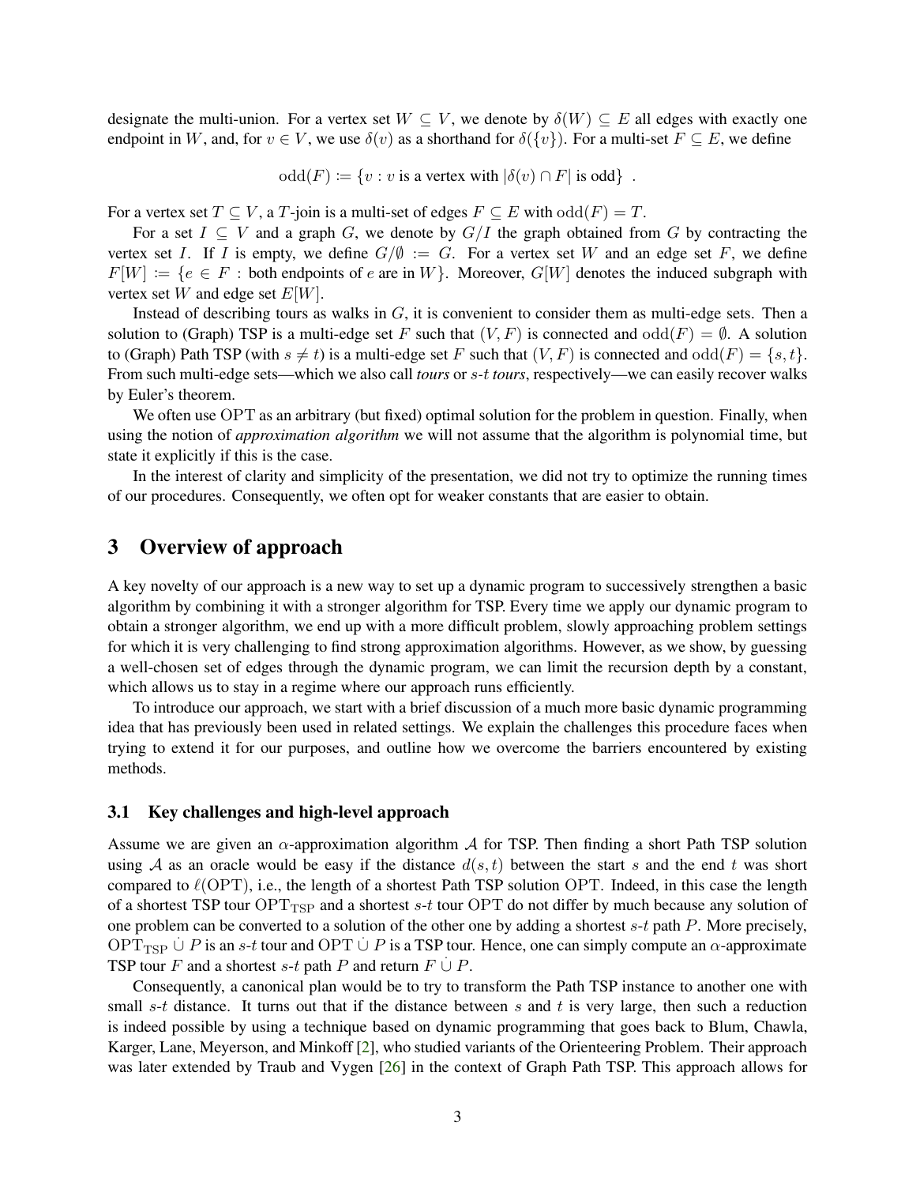designate the multi-union. For a vertex set $W \subseteq V$, we denote by $\delta(W) \subseteq E$ all edges with exactly one endpoint in $W$, and, for $v \in V$, we use $\delta(v)$ as a shorthand for $\delta(\{v\})$. For a multi-set $F \subseteq E$, we define

$$\mathrm{odd}(F) \coloneqq \{v : v \text{ is a vertex with } |\delta(v) \cap F| \text{ is odd}\} \ .$$

For a vertex set $T \subseteq V$, a $T$-join is a multi-set of edges $F \subseteq E$ with $\mathrm{odd}(F) = T$.

For a set $I \subseteq V$ and a graph $G$, we denote by $G/I$ the graph obtained from $G$ by contracting the vertex set $I$. If $I$ is empty, we define $G/\emptyset \coloneqq G$. For a vertex set $W$ and an edge set $F$, we define $F[W] \coloneqq \{e \in F : \text{both endpoints of } e \text{ are in } W\}$. Moreover, $G[W]$ denotes the induced subgraph with vertex set $W$ and edge set $E[W]$.

Instead of describing tours as walks in $G$, it is convenient to consider them as multi-edge sets. Then a solution to (Graph) TSP is a multi-edge set $F$ such that $(V, F)$ is connected and $\mathrm{odd}(F) = \emptyset$. A solution to (Graph) Path TSP (with $s \neq t$) is a multi-edge set $F$ such that $(V, F)$ is connected and $\mathrm{odd}(F) = \{s, t\}$. From such multi-edge sets—which we also call *tours* or *$s$-$t$ tours*, respectively—we can easily recover walks by Euler's theorem.

We often use $\mathrm{OPT}$ as an arbitrary (but fixed) optimal solution for the problem in question. Finally, when using the notion of *approximation algorithm* we will not assume that the algorithm is polynomial time, but state it explicitly if this is the case.

In the interest of clarity and simplicity of the presentation, we did not try to optimize the running times of our procedures. Consequently, we often opt for weaker constants that are easier to obtain.

# 3 Overview of approach

A key novelty of our approach is a new way to set up a dynamic program to successively strengthen a basic algorithm by combining it with a stronger algorithm for TSP. Every time we apply our dynamic program to obtain a stronger algorithm, we end up with a more difficult problem, slowly approaching problem settings for which it is very challenging to find strong approximation algorithms. However, as we show, by guessing a well-chosen set of edges through the dynamic program, we can limit the recursion depth by a constant, which allows us to stay in a regime where our approach runs efficiently.

To introduce our approach, we start with a brief discussion of a much more basic dynamic programming idea that has previously been used in related settings. We explain the challenges this procedure faces when trying to extend it for our purposes, and outline how we overcome the barriers encountered by existing methods.

## 3.1 Key challenges and high-level approach

Assume we are given an $\alpha$-approximation algorithm $\mathcal{A}$ for TSP. Then finding a short Path TSP solution using $\mathcal{A}$ as an oracle would be easy if the distance $d(s,t)$ between the start $s$ and the end $t$ was short compared to $\ell(\mathrm{OPT})$, i.e., the length of a shortest Path TSP solution $\mathrm{OPT}$. Indeed, in this case the length of a shortest TSP tour $\mathrm{OPT}_{\mathrm{TSP}}$ and a shortest $s$-$t$ tour $\mathrm{OPT}$ do not differ by much because any solution of one problem can be converted to a solution of the other one by adding a shortest $s$-$t$ path $P$. More precisely, $\mathrm{OPT}_{\mathrm{TSP}} \mathbin{\dot\cup} P$ is an $s$-$t$ tour and $\mathrm{OPT} \mathbin{\dot\cup} P$ is a TSP tour. Hence, one can simply compute an $\alpha$-approximate TSP tour $F$ and a shortest $s$-$t$ path $P$ and return $F \mathbin{\dot\cup} P$.

Consequently, a canonical plan would be to try to transform the Path TSP instance to another one with small $s$-$t$ distance. It turns out that if the distance between $s$ and $t$ is very large, then such a reduction is indeed possible by using a technique based on dynamic programming that goes back to Blum, Chawla, Karger, Lane, Meyerson, and Minkoff [2], who studied variants of the Orienteering Problem. Their approach was later extended by Traub and Vygen [26] in the context of Graph Path TSP. This approach allows for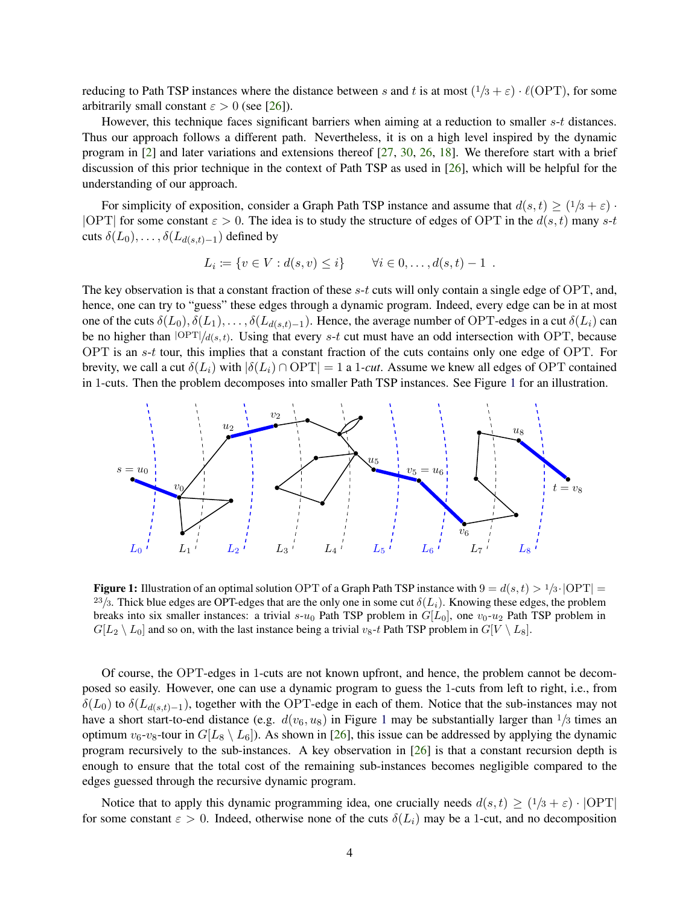reducing to Path TSP instances where the distance between $s$ and $t$ is at most $(1/3 + \varepsilon) \cdot \ell(\text{OPT})$, for some arbitrarily small constant $\varepsilon > 0$ (see [26]).

However, this technique faces significant barriers when aiming at a reduction to smaller $s$-$t$ distances. Thus our approach follows a different path. Nevertheless, it is on a high level inspired by the dynamic program in [2] and later variations and extensions thereof [27, 30, 26, 18]. We therefore start with a brief discussion of this prior technique in the context of Path TSP as used in [26], which will be helpful for the understanding of our approach.

For simplicity of exposition, consider a Graph Path TSP instance and assume that $d(s,t) \geq (1/3 + \varepsilon) \cdot |\text{OPT}|$ for some constant $\varepsilon > 0$. The idea is to study the structure of edges of OPT in the $d(s,t)$ many $s$-$t$ cuts $\delta(L_0), \dots, \delta(L_{d(s,t)-1})$ defined by

$$L_i := \{v \in V : d(s,v) \leq i\} \qquad \forall i \in 0, \dots, d(s,t) - 1 \enspace .$$

The key observation is that a constant fraction of these $s$-$t$ cuts will only contain a single edge of OPT, and, hence, one can try to "guess" these edges through a dynamic program. Indeed, every edge can be in at most one of the cuts $\delta(L_0), \delta(L_1), \dots, \delta(L_{d(s,t)-1})$. Hence, the average number of OPT-edges in a cut $\delta(L_i)$ can be no higher than $|\text{OPT}|/d(s,t)$. Using that every $s$-$t$ cut must have an odd intersection with OPT, because OPT is an $s$-$t$ tour, this implies that a constant fraction of the cuts contains only one edge of OPT. For brevity, we call a cut $\delta(L_i)$ with $|\delta(L_i) \cap \text{OPT}| = 1$ a *1-cut*. Assume we knew all edges of OPT contained in 1-cuts. Then the problem decomposes into smaller Path TSP instances. See Figure 1 for an illustration.

**Figure 1:** Illustration of an optimal solution OPT of a Graph Path TSP instance with $9 = d(s,t) > 1/3 \cdot |\text{OPT}| = 23/3$. Thick blue edges are OPT-edges that are the only one in some cut $\delta(L_i)$. Knowing these edges, the problem breaks into six smaller instances: a trivial $s$-$u_0$ Path TSP problem in $G[L_0]$, one $v_0$-$u_2$ Path TSP problem in $G[L_2 \setminus L_0]$ and so on, with the last instance being a trivial $v_8$-$t$ Path TSP problem in $G[V \setminus L_8]$.

Of course, the OPT-edges in 1-cuts are not known upfront, and hence, the problem cannot be decomposed so easily. However, one can use a dynamic program to guess the 1-cuts from left to right, i.e., from $\delta(L_0)$ to $\delta(L_{d(s,t)-1})$, together with the OPT-edge in each of them. Notice that the sub-instances may not have a short start-to-end distance (e.g. $d(v_6, u_8)$ in Figure 1 may be substantially larger than $1/3$ times an optimum $v_6$-$v_8$-tour in $G[L_8 \setminus L_6]$). As shown in [26], this issue can be addressed by applying the dynamic program recursively to the sub-instances. A key observation in [26] is that a constant recursion depth is enough to ensure that the total cost of the remaining sub-instances becomes negligible compared to the edges guessed through the recursive dynamic program.

Notice that to apply this dynamic programming idea, one crucially needs $d(s,t) \geq (1/3 + \varepsilon) \cdot |\text{OPT}|$ for some constant $\varepsilon > 0$. Indeed, otherwise none of the cuts $\delta(L_i)$ may be a 1-cut, and no decomposition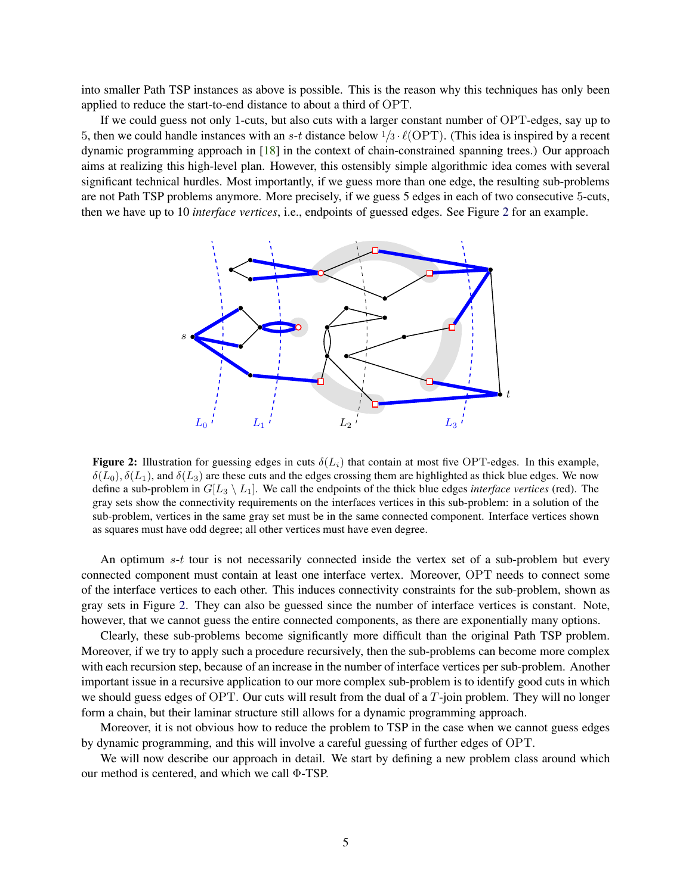into smaller Path TSP instances as above is possible. This is the reason why this techniques has only been applied to reduce the start-to-end distance to about a third of OPT.

If we could guess not only 1-cuts, but also cuts with a larger constant number of OPT-edges, say up to 5, then we could handle instances with an $s$-$t$ distance below $1/3 \cdot \ell(\mathrm{OPT})$. (This idea is inspired by a recent dynamic programming approach in [18] in the context of chain-constrained spanning trees.) Our approach aims at realizing this high-level plan. However, this ostensibly simple algorithmic idea comes with several significant technical hurdles. Most importantly, if we guess more than one edge, the resulting sub-problems are not Path TSP problems anymore. More precisely, if we guess 5 edges in each of two consecutive 5-cuts, then we have up to 10 *interface vertices*, i.e., endpoints of guessed edges. See Figure 2 for an example.

**Figure 2:** Illustration for guessing edges in cuts $\delta(L_i)$ that contain at most five OPT-edges. In this example, $\delta(L_0)$, $\delta(L_1)$, and $\delta(L_3)$ are these cuts and the edges crossing them are highlighted as thick blue edges. We now define a sub-problem in $G[L_3 \setminus L_1]$. We call the endpoints of the thick blue edges *interface vertices* (red). The gray sets show the connectivity requirements on the interfaces vertices in this sub-problem: in a solution of the sub-problem, vertices in the same gray set must be in the same connected component. Interface vertices shown as squares must have odd degree; all other vertices must have even degree.

An optimum $s$-$t$ tour is not necessarily connected inside the vertex set of a sub-problem but every connected component must contain at least one interface vertex. Moreover, OPT needs to connect some of the interface vertices to each other. This induces connectivity constraints for the sub-problem, shown as gray sets in Figure 2. They can also be guessed since the number of interface vertices is constant. Note, however, that we cannot guess the entire connected components, as there are exponentially many options.

Clearly, these sub-problems become significantly more difficult than the original Path TSP problem. Moreover, if we try to apply such a procedure recursively, then the sub-problems can become more complex with each recursion step, because of an increase in the number of interface vertices per sub-problem. Another important issue in a recursive application to our more complex sub-problem is to identify good cuts in which we should guess edges of OPT. Our cuts will result from the dual of a $T$-join problem. They will no longer form a chain, but their laminar structure still allows for a dynamic programming approach.

Moreover, it is not obvious how to reduce the problem to TSP in the case when we cannot guess edges by dynamic programming, and this will involve a careful guessing of further edges of OPT.

We will now describe our approach in detail. We start by defining a new problem class around which our method is centered, and which we call $\Phi$-TSP.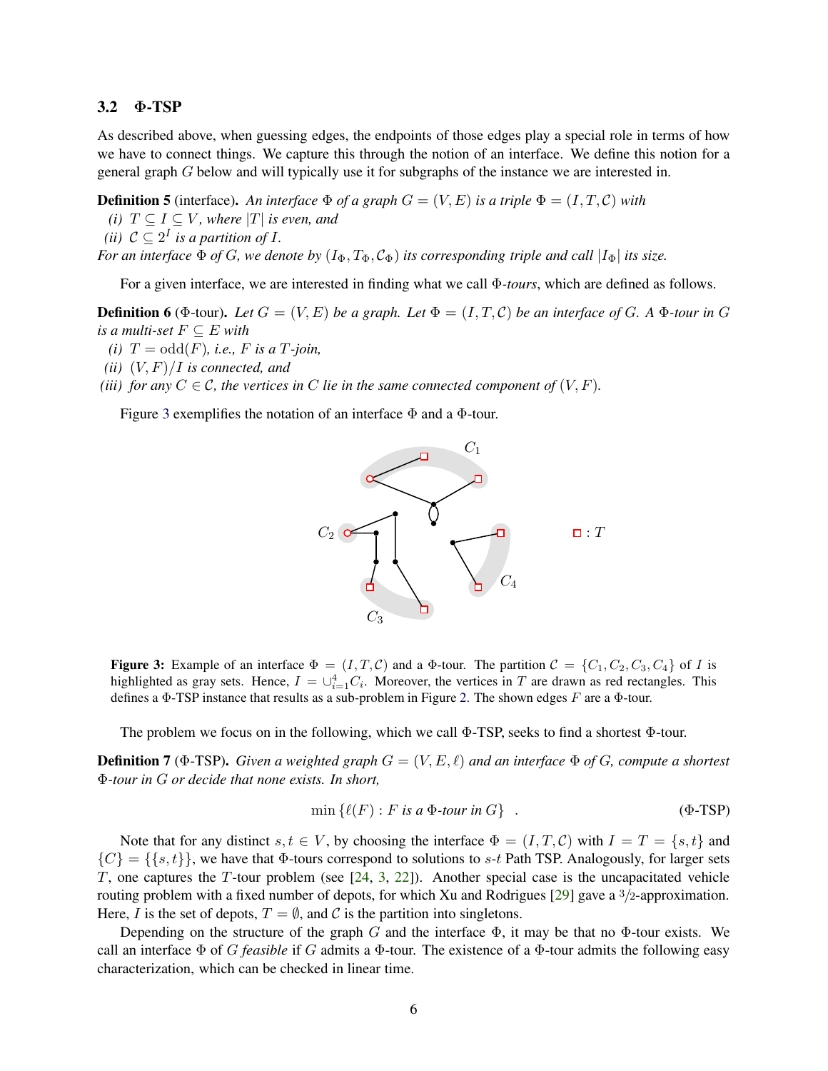### 3.2 Φ-TSP

As described above, when guessing edges, the endpoints of those edges play a special role in terms of how we have to connect things. We capture this through the notion of an interface. We define this notion for a general graph $G$ below and will typically use it for subgraphs of the instance we are interested in.

**Definition 5** (interface). *An interface $\Phi$ of a graph $G = (V, E)$ is a triple $\Phi = (I, T, \mathcal{C})$ with*
*(i) $T \subseteq I \subseteq V$, where $|T|$ is even, and*
*(ii) $\mathcal{C} \subseteq 2^I$ is a partition of $I$.*
*For an interface $\Phi$ of $G$, we denote by $(I_\Phi, T_\Phi, \mathcal{C}_\Phi)$ its corresponding triple and call $|I_\Phi|$ its size.*

For a given interface, we are interested in finding what we call $\Phi$*-tours*, which are defined as follows.

**Definition 6** ($\Phi$-tour). *Let $G = (V, E)$ be a graph. Let $\Phi = (I, T, \mathcal{C})$ be an interface of $G$. A $\Phi$-tour in $G$ is a multi-set $F \subseteq E$ with*
*(i) $T = \text{odd}(F)$, i.e., $F$ is a $T$-join,*
*(ii) $(V, F)/I$ is connected, and*
*(iii) for any $C \in \mathcal{C}$, the vertices in $C$ lie in the same connected component of $(V, F)$.*

Figure 3 exemplifies the notation of an interface $\Phi$ and a $\Phi$-tour.

**Figure 3:** Example of an interface $\Phi = (I, T, \mathcal{C})$ and a $\Phi$-tour. The partition $\mathcal{C} = \{C_1, C_2, C_3, C_4\}$ of $I$ is highlighted as gray sets. Hence, $I = \cup_{i=1}^4 C_i$. Moreover, the vertices in $T$ are drawn as red rectangles. This defines a $\Phi$-TSP instance that results as a sub-problem in Figure 2. The shown edges $F$ are a $\Phi$-tour.

The problem we focus on in the following, which we call $\Phi$-TSP, seeks to find a shortest $\Phi$-tour.

**Definition 7** ($\Phi$-TSP). *Given a weighted graph $G = (V, E, \ell)$ and an interface $\Phi$ of $G$, compute a shortest $\Phi$-tour in $G$ or decide that none exists. In short,*

$$\min \{\ell(F) : F \text{ is a } \Phi\text{-tour in } G\} \quad . \tag{$\Phi$-TSP}$$

Note that for any distinct $s, t \in V$, by choosing the interface $\Phi = (I, T, \mathcal{C})$ with $I = T = \{s, t\}$ and $\{C\} = \{\{s, t\}\}$, we have that $\Phi$-tours correspond to solutions to $s$-$t$ Path TSP. Analogously, for larger sets $T$, one captures the $T$-tour problem (see [24, 3, 22]). Another special case is the uncapacitated vehicle routing problem with a fixed number of depots, for which Xu and Rodrigues [29] gave a $3/2$-approximation. Here, $I$ is the set of depots, $T = \emptyset$, and $\mathcal{C}$ is the partition into singletons.

Depending on the structure of the graph $G$ and the interface $\Phi$, it may be that no $\Phi$-tour exists. We call an interface $\Phi$ of $G$ *feasible* if $G$ admits a $\Phi$-tour. The existence of a $\Phi$-tour admits the following easy characterization, which can be checked in linear time.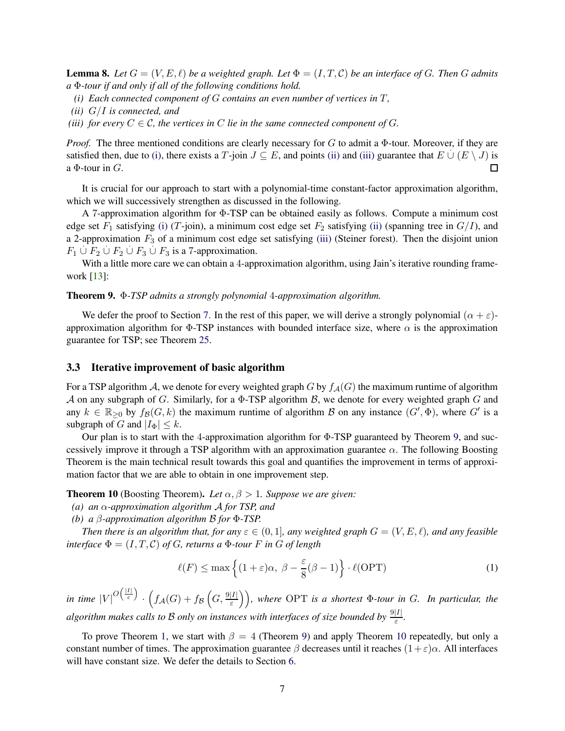**Lemma 8.** *Let $G = (V, E, \ell)$ be a weighted graph. Let $\Phi = (I, T, \mathcal{C})$ be an interface of $G$. Then $G$ admits a $\Phi$-tour if and only if all of the following conditions hold.*

*(i) Each connected component of $G$ contains an even number of vertices in $T$,*

*(ii) $G/I$ is connected, and*

*(iii) for every $C \in \mathcal{C}$, the vertices in $C$ lie in the same connected component of $G$.*

*Proof.* The three mentioned conditions are clearly necessary for $G$ to admit a $\Phi$-tour. Moreover, if they are satisfied then, due to (i), there exists a $T$-join $J \subseteq E$, and points (ii) and (iii) guarantee that $E \,\dot\cup\, (E \setminus J)$ is a $\Phi$-tour in $G$. $\square$

It is crucial for our approach to start with a polynomial-time constant-factor approximation algorithm, which we will successively strengthen as discussed in the following.

A 7-approximation algorithm for $\Phi$-TSP can be obtained easily as follows. Compute a minimum cost edge set $F_1$ satisfying (i) ($T$-join), a minimum cost edge set $F_2$ satisfying (ii) (spanning tree in $G/I$), and a 2-approximation $F_3$ of a minimum cost edge set satisfying (iii) (Steiner forest). Then the disjoint union $F_1 \,\dot\cup\, F_2 \,\dot\cup\, F_2 \,\dot\cup\, F_3 \,\dot\cup\, F_3$ is a 7-approximation.

With a little more care we can obtain a 4-approximation algorithm, using Jain's iterative rounding framework [13]:

**Theorem 9.** *$\Phi$-TSP admits a strongly polynomial 4-approximation algorithm.*

We defer the proof to Section 7. In the rest of this paper, we will derive a strongly polynomial $(\alpha + \varepsilon)$-approximation algorithm for $\Phi$-TSP instances with bounded interface size, where $\alpha$ is the approximation guarantee for TSP; see Theorem 25.

### 3.3 Iterative improvement of basic algorithm

For a TSP algorithm $\mathcal{A}$, we denote for every weighted graph $G$ by $f_{\mathcal{A}}(G)$ the maximum runtime of algorithm $\mathcal{A}$ on any subgraph of $G$. Similarly, for a $\Phi$-TSP algorithm $\mathcal{B}$, we denote for every weighted graph $G$ and any $k \in \mathbb{R}_{\geq 0}$ by $f_{\mathcal{B}}(G, k)$ the maximum runtime of algorithm $\mathcal{B}$ on any instance $(G', \Phi)$, where $G'$ is a subgraph of $G$ and $|I_\Phi| \leq k$.

Our plan is to start with the 4-approximation algorithm for $\Phi$-TSP guaranteed by Theorem 9, and successively improve it through a TSP algorithm with an approximation guarantee $\alpha$. The following Boosting Theorem is the main technical result towards this goal and quantifies the improvement in terms of approximation factor that we are able to obtain in one improvement step.

**Theorem 10** (Boosting Theorem)**.** *Let $\alpha, \beta > 1$. Suppose we are given:*

*(a) an $\alpha$-approximation algorithm $\mathcal{A}$ for TSP, and*

*(b) a $\beta$-approximation algorithm $\mathcal{B}$ for $\Phi$-TSP.*

*Then there is an algorithm that, for any $\varepsilon \in (0, 1]$, any weighted graph $G = (V, E, \ell)$, and any feasible interface $\Phi = (I, T, \mathcal{C})$ of $G$, returns a $\Phi$-tour $F$ in $G$ of length*

$$\ell(F) \leq \max\left\{(1 + \varepsilon)\alpha,\ \beta - \frac{\varepsilon}{8}(\beta - 1)\right\} \cdot \ell(\mathrm{OPT}) \tag{1}$$

*in time $|V|^{O\left(\frac{|I|}{\varepsilon}\right)} \cdot \left(f_{\mathcal{A}}(G) + f_{\mathcal{B}}\left(G, \frac{9|I|}{\varepsilon}\right)\right)$, where $\mathrm{OPT}$ is a shortest $\Phi$-tour in $G$. In particular, the algorithm makes calls to $\mathcal{B}$ only on instances with interfaces of size bounded by $\frac{9|I|}{\varepsilon}$.*

To prove Theorem 1, we start with $\beta = 4$ (Theorem 9) and apply Theorem 10 repeatedly, but only a constant number of times. The approximation guarantee $\beta$ decreases until it reaches $(1+\varepsilon)\alpha$. All interfaces will have constant size. We defer the details to Section 6.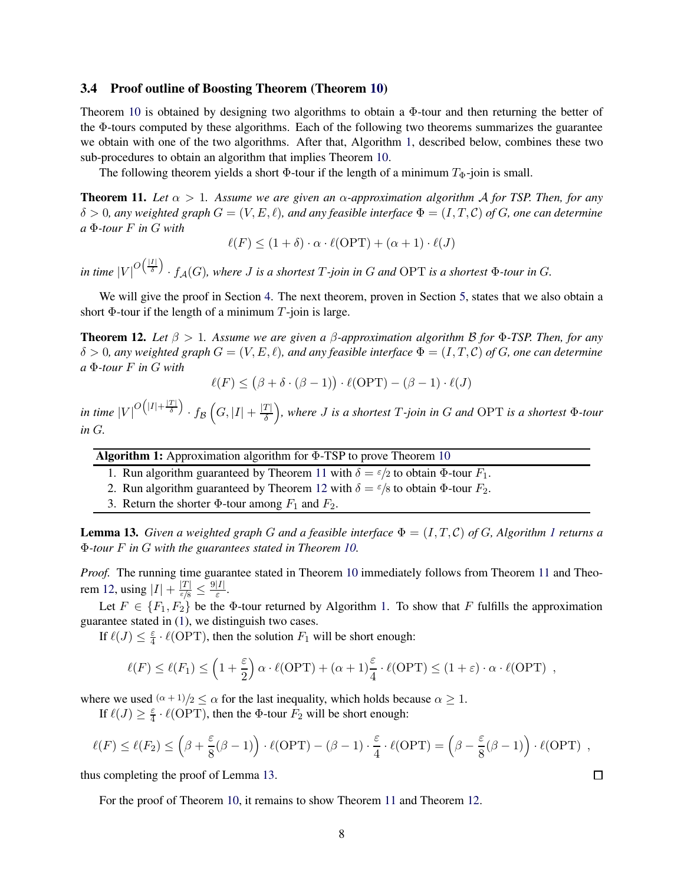### 3.4 Proof outline of Boosting Theorem (Theorem 10)

Theorem 10 is obtained by designing two algorithms to obtain a $\Phi$-tour and then returning the better of the $\Phi$-tours computed by these algorithms. Each of the following two theorems summarizes the guarantee we obtain with one of the two algorithms. After that, Algorithm 1, described below, combines these two sub-procedures to obtain an algorithm that implies Theorem 10.

The following theorem yields a short $\Phi$-tour if the length of a minimum $T_\Phi$-join is small.

**Theorem 11.** *Let $\alpha > 1$. Assume we are given an $\alpha$-approximation algorithm $\mathcal{A}$ for TSP. Then, for any $\delta > 0$, any weighted graph $G = (V, E, \ell)$, and any feasible interface $\Phi = (I, T, \mathcal{C})$ of $G$, one can determine a $\Phi$-tour $F$ in $G$ with*

$$\ell(F) \leq (1 + \delta) \cdot \alpha \cdot \ell(\mathrm{OPT}) + (\alpha + 1) \cdot \ell(J)$$

*in time $|V|^{O\left(\frac{|I|}{\delta}\right)} \cdot f_{\mathcal{A}}(G)$, where $J$ is a shortest $T$-join in $G$ and $\mathrm{OPT}$ is a shortest $\Phi$-tour in $G$.*

We will give the proof in Section 4. The next theorem, proven in Section 5, states that we also obtain a short $\Phi$-tour if the length of a minimum $T$-join is large.

**Theorem 12.** *Let $\beta > 1$. Assume we are given a $\beta$-approximation algorithm $\mathcal{B}$ for $\Phi$-TSP. Then, for any $\delta > 0$, any weighted graph $G = (V, E, \ell)$, and any feasible interface $\Phi = (I, T, \mathcal{C})$ of $G$, one can determine a $\Phi$-tour $F$ in $G$ with*

$$\ell(F) \leq \big(\beta + \delta \cdot (\beta - 1)\big) \cdot \ell(\mathrm{OPT}) - (\beta - 1) \cdot \ell(J)$$

*in time $|V|^{O\left(|I| + \frac{|T|}{\delta}\right)} \cdot f_{\mathcal{B}}\left(G, |I| + \frac{|T|}{\delta}\right)$, where $J$ is a shortest $T$-join in $G$ and $\mathrm{OPT}$ is a shortest $\Phi$-tour in $G$.*

**Algorithm 1:** Approximation algorithm for $\Phi$-TSP to prove Theorem 10

1. Run algorithm guaranteed by Theorem 11 with $\delta = \varepsilon/2$ to obtain $\Phi$-tour $F_1$.
2. Run algorithm guaranteed by Theorem 12 with $\delta = \varepsilon/8$ to obtain $\Phi$-tour $F_2$.
3. Return the shorter $\Phi$-tour among $F_1$ and $F_2$.

**Lemma 13.** *Given a weighted graph $G$ and a feasible interface $\Phi = (I, T, \mathcal{C})$ of $G$, Algorithm 1 returns a $\Phi$-tour $F$ in $G$ with the guarantees stated in Theorem 10.*

*Proof.* The running time guarantee stated in Theorem 10 immediately follows from Theorem 11 and Theorem 12, using $|I| + \frac{|T|}{\varepsilon/8} \leq \frac{9|I|}{\varepsilon}$.

Let $F \in \{F_1, F_2\}$ be the $\Phi$-tour returned by Algorithm 1. To show that $F$ fulfills the approximation guarantee stated in (1), we distinguish two cases.

If $\ell(J) \leq \frac{\varepsilon}{4} \cdot \ell(\mathrm{OPT})$, then the solution $F_1$ will be short enough:

$$\ell(F) \leq \ell(F_1) \leq \left(1 + \frac{\varepsilon}{2}\right) \alpha \cdot \ell(\mathrm{OPT}) + (\alpha + 1)\frac{\varepsilon}{4} \cdot \ell(\mathrm{OPT}) \leq (1 + \varepsilon) \cdot \alpha \cdot \ell(\mathrm{OPT}) \ ,$$

where we used $(\alpha+1)/2 \leq \alpha$ for the last inequality, which holds because $\alpha \geq 1$.

If $\ell(J) \geq \frac{\varepsilon}{4} \cdot \ell(\mathrm{OPT})$, then the $\Phi$-tour $F_2$ will be short enough:

$$\ell(F) \leq \ell(F_2) \leq \left(\beta + \frac{\varepsilon}{8}(\beta - 1)\right) \cdot \ell(\mathrm{OPT}) - (\beta - 1) \cdot \frac{\varepsilon}{4} \cdot \ell(\mathrm{OPT}) = \left(\beta - \frac{\varepsilon}{8}(\beta - 1)\right) \cdot \ell(\mathrm{OPT}) \ ,$$

thus completing the proof of Lemma 13. $\square$

For the proof of Theorem 10, it remains to show Theorem 11 and Theorem 12.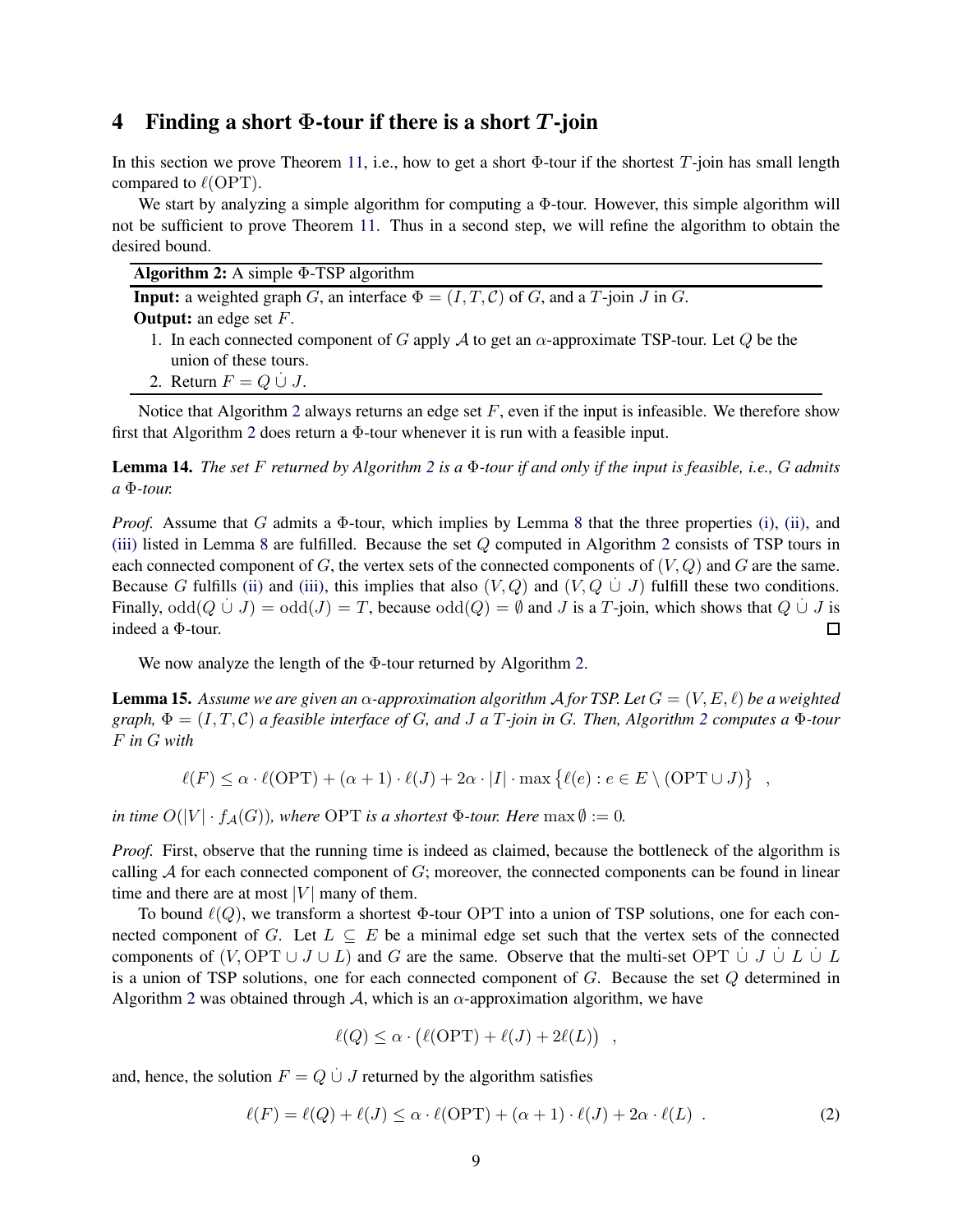## 4 Finding a short $\Phi$-tour if there is a short $T$-join

In this section we prove Theorem 11, i.e., how to get a short $\Phi$-tour if the shortest $T$-join has small length compared to $\ell(\mathrm{OPT})$.

We start by analyzing a simple algorithm for computing a $\Phi$-tour. However, this simple algorithm will not be sufficient to prove Theorem 11. Thus in a second step, we will refine the algorithm to obtain the desired bound.

---

**Algorithm 2:** A simple $\Phi$-TSP algorithm

---

**Input:** a weighted graph $G$, an interface $\Phi = (I, T, \mathcal{C})$ of $G$, and a $T$-join $J$ in $G$.

**Output:** an edge set $F$.

1. In each connected component of $G$ apply $\mathcal{A}$ to get an $\alpha$-approximate TSP-tour. Let $Q$ be the union of these tours.
2. Return $F = Q \,\dot\cup\, J$.

---

Notice that Algorithm 2 always returns an edge set $F$, even if the input is infeasible. We therefore show first that Algorithm 2 does return a $\Phi$-tour whenever it is run with a feasible input.

**Lemma 14.** *The set $F$ returned by Algorithm 2 is a $\Phi$-tour if and only if the input is feasible, i.e., $G$ admits a $\Phi$-tour.*

*Proof.* Assume that $G$ admits a $\Phi$-tour, which implies by Lemma 8 that the three properties (i), (ii), and (iii) listed in Lemma 8 are fulfilled. Because the set $Q$ computed in Algorithm 2 consists of TSP tours in each connected component of $G$, the vertex sets of the connected components of $(V, Q)$ and $G$ are the same. Because $G$ fulfills (ii) and (iii), this implies that also $(V, Q)$ and $(V, Q \,\dot\cup\, J)$ fulfill these two conditions. Finally, $\mathrm{odd}(Q \,\dot\cup\, J) = \mathrm{odd}(J) = T$, because $\mathrm{odd}(Q) = \emptyset$ and $J$ is a $T$-join, which shows that $Q \,\dot\cup\, J$ is indeed a $\Phi$-tour. ◻

We now analyze the length of the $\Phi$-tour returned by Algorithm 2.

**Lemma 15.** *Assume we are given an $\alpha$-approximation algorithm $\mathcal{A}$ for TSP. Let $G = (V, E, \ell)$ be a weighted graph, $\Phi = (I, T, \mathcal{C})$ a feasible interface of $G$, and $J$ a $T$-join in $G$. Then, Algorithm 2 computes a $\Phi$-tour $F$ in $G$ with*

$$\ell(F) \leq \alpha \cdot \ell(\mathrm{OPT}) + (\alpha + 1) \cdot \ell(J) + 2\alpha \cdot |I| \cdot \max\left\{\ell(e) : e \in E \setminus (\mathrm{OPT} \cup J)\right\} \quad ,$$

*in time $O(|V| \cdot f_{\mathcal{A}}(G))$, where $\mathrm{OPT}$ is a shortest $\Phi$-tour. Here $\max \emptyset := 0$.*

*Proof.* First, observe that the running time is indeed as claimed, because the bottleneck of the algorithm is calling $\mathcal{A}$ for each connected component of $G$; moreover, the connected components can be found in linear time and there are at most $|V|$ many of them.

To bound $\ell(Q)$, we transform a shortest $\Phi$-tour $\mathrm{OPT}$ into a union of TSP solutions, one for each connected component of $G$. Let $L \subseteq E$ be a minimal edge set such that the vertex sets of the connected components of $(V, \mathrm{OPT} \cup J \cup L)$ and $G$ are the same. Observe that the multi-set $\mathrm{OPT} \,\dot\cup\, J \,\dot\cup\, L \,\dot\cup\, L$ is a union of TSP solutions, one for each connected component of $G$. Because the set $Q$ determined in Algorithm 2 was obtained through $\mathcal{A}$, which is an $\alpha$-approximation algorithm, we have

$$\ell(Q) \leq \alpha \cdot \big(\ell(\mathrm{OPT}) + \ell(J) + 2\ell(L)\big) \quad ,$$

and, hence, the solution $F = Q \,\dot\cup\, J$ returned by the algorithm satisfies

$$\ell(F) = \ell(Q) + \ell(J) \leq \alpha \cdot \ell(\mathrm{OPT}) + (\alpha + 1) \cdot \ell(J) + 2\alpha \cdot \ell(L) \quad . \tag{2}$$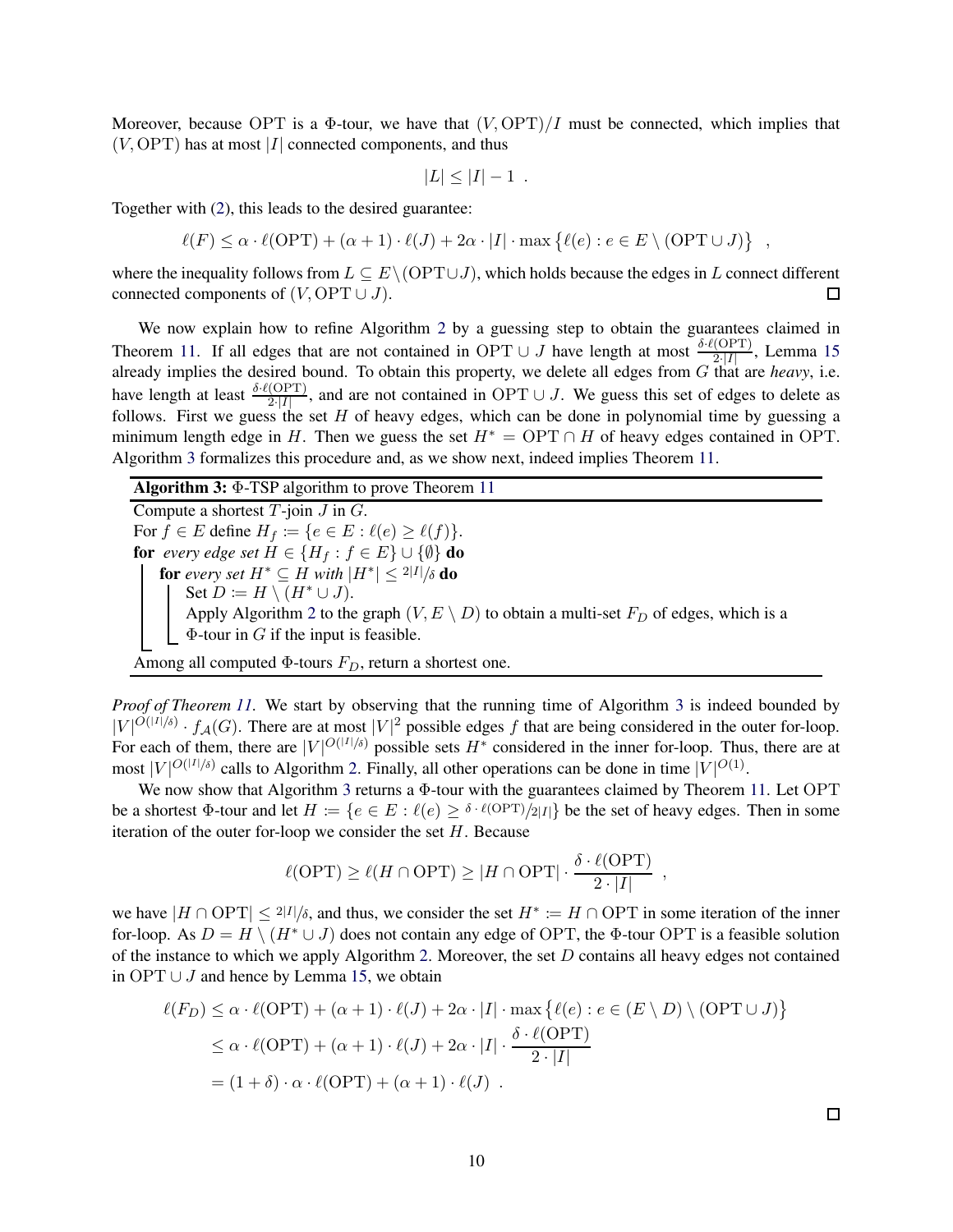Moreover, because OPT is a $\Phi$-tour, we have that $(V, \mathrm{OPT})/I$ must be connected, which implies that $(V, \mathrm{OPT})$ has at most $|I|$ connected components, and thus

$$|L| \leq |I| - 1 \ .$$

Together with (2), this leads to the desired guarantee:

$$\ell(F) \leq \alpha \cdot \ell(\mathrm{OPT}) + (\alpha + 1) \cdot \ell(J) + 2\alpha \cdot |I| \cdot \max\left\{\ell(e) : e \in E \setminus (\mathrm{OPT} \cup J)\right\} \ ,$$

where the inequality follows from $L \subseteq E \setminus (\mathrm{OPT} \cup J)$, which holds because the edges in $L$ connect different connected components of $(V, \mathrm{OPT} \cup J)$. $\square$

We now explain how to refine Algorithm 2 by a guessing step to obtain the guarantees claimed in Theorem 11. If all edges that are not contained in $\mathrm{OPT} \cup J$ have length at most $\frac{\delta \cdot \ell(\mathrm{OPT})}{2 \cdot |I|}$, Lemma 15 already implies the desired bound. To obtain this property, we delete all edges from $G$ that are *heavy*, i.e. have length at least $\frac{\delta \cdot \ell(\mathrm{OPT})}{2 \cdot |I|}$, and are not contained in $\mathrm{OPT} \cup J$. We guess this set of edges to delete as follows. First we guess the set $H$ of heavy edges, which can be done in polynomial time by guessing a minimum length edge in $H$. Then we guess the set $H^* = \mathrm{OPT} \cap H$ of heavy edges contained in OPT. Algorithm 3 formalizes this procedure and, as we show next, indeed implies Theorem 11.

**Algorithm 3:** $\Phi$-TSP algorithm to prove Theorem 11

```
Compute a shortest T-join J in G.
For f ∈ E define H_f := {e ∈ E : ℓ(e) ≥ ℓ(f)}.
for every edge set H ∈ {H_f : f ∈ E} ∪ {∅} do
    for every set H* ⊆ H with |H*| ≤ 2|I|/δ do
        Set D := H \ (H* ∪ J).
        Apply Algorithm 2 to the graph (V, E \ D) to obtain a multi-set F_D of edges, which is a
        Φ-tour in G if the input is feasible.
Among all computed Φ-tours F_D, return a shortest one.
```

*Proof of Theorem 11.* We start by observing that the running time of Algorithm 3 is indeed bounded by $|V|^{O(|I|/\delta)} \cdot f_{\mathcal{A}}(G)$. There are at most $|V|^2$ possible edges $f$ that are being considered in the outer for-loop. For each of them, there are $|V|^{O(|I|/\delta)}$ possible sets $H^*$ considered in the inner for-loop. Thus, there are at most $|V|^{O(|I|/\delta)}$ calls to Algorithm 2. Finally, all other operations can be done in time $|V|^{O(1)}$.

We now show that Algorithm 3 returns a $\Phi$-tour with the guarantees claimed by Theorem 11. Let OPT be a shortest $\Phi$-tour and let $H := \{e \in E : \ell(e) \geq \delta \cdot \ell(\mathrm{OPT})/2|I|\}$ be the set of heavy edges. Then in some iteration of the outer for-loop we consider the set $H$. Because

$$\ell(\mathrm{OPT}) \geq \ell(H \cap \mathrm{OPT}) \geq |H \cap \mathrm{OPT}| \cdot \frac{\delta \cdot \ell(\mathrm{OPT})}{2 \cdot |I|} \ ,$$

we have $|H \cap \mathrm{OPT}| \leq 2|I|/\delta$, and thus, we consider the set $H^* := H \cap \mathrm{OPT}$ in some iteration of the inner for-loop. As $D = H \setminus (H^* \cup J)$ does not contain any edge of OPT, the $\Phi$-tour OPT is a feasible solution of the instance to which we apply Algorithm 2. Moreover, the set $D$ contains all heavy edges not contained in $\mathrm{OPT} \cup J$ and hence by Lemma 15, we obtain

$$\begin{aligned}
\ell(F_D) &\leq \alpha \cdot \ell(\mathrm{OPT}) + (\alpha + 1) \cdot \ell(J) + 2\alpha \cdot |I| \cdot \max\left\{\ell(e) : e \in (E \setminus D) \setminus (\mathrm{OPT} \cup J)\right\} \\
&\leq \alpha \cdot \ell(\mathrm{OPT}) + (\alpha + 1) \cdot \ell(J) + 2\alpha \cdot |I| \cdot \frac{\delta \cdot \ell(\mathrm{OPT})}{2 \cdot |I|} \\
&= (1 + \delta) \cdot \alpha \cdot \ell(\mathrm{OPT}) + (\alpha + 1) \cdot \ell(J) \ .
\end{aligned}$$

$\square$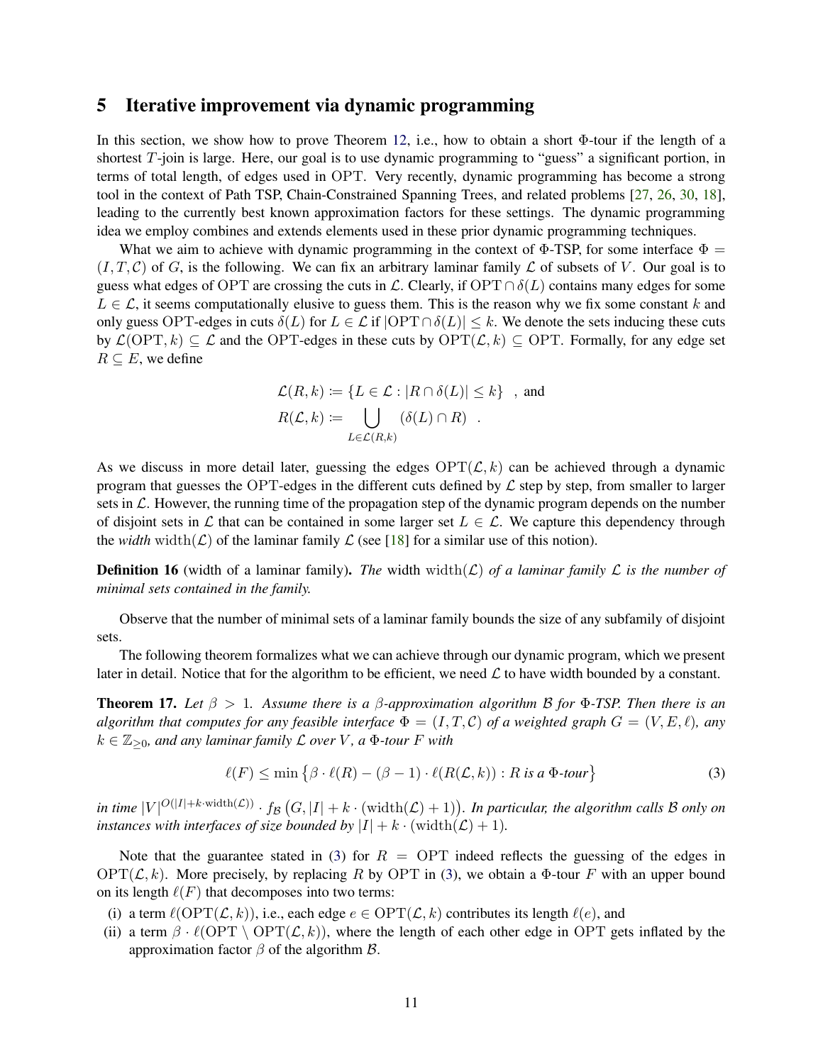## 5 Iterative improvement via dynamic programming

In this section, we show how to prove Theorem 12, i.e., how to obtain a short $\Phi$-tour if the length of a shortest $T$-join is large. Here, our goal is to use dynamic programming to "guess" a significant portion, in terms of total length, of edges used in OPT. Very recently, dynamic programming has become a strong tool in the context of Path TSP, Chain-Constrained Spanning Trees, and related problems [27, 26, 30, 18], leading to the currently best known approximation factors for these settings. The dynamic programming idea we employ combines and extends elements used in these prior dynamic programming techniques.

What we aim to achieve with dynamic programming in the context of $\Phi$-TSP, for some interface $\Phi = (I, T, \mathcal{C})$ of $G$, is the following. We can fix an arbitrary laminar family $\mathcal{L}$ of subsets of $V$. Our goal is to guess what edges of OPT are crossing the cuts in $\mathcal{L}$. Clearly, if $\mathrm{OPT} \cap \delta(L)$ contains many edges for some $L \in \mathcal{L}$, it seems computationally elusive to guess them. This is the reason why we fix some constant $k$ and only guess OPT-edges in cuts $\delta(L)$ for $L \in \mathcal{L}$ if $|\mathrm{OPT} \cap \delta(L)| \leq k$. We denote the sets inducing these cuts by $\mathcal{L}(\mathrm{OPT}, k) \subseteq \mathcal{L}$ and the OPT-edges in these cuts by $\mathrm{OPT}(\mathcal{L}, k) \subseteq \mathrm{OPT}$. Formally, for any edge set $R \subseteq E$, we define

$$
\begin{aligned}
\mathcal{L}(R, k) &:= \{L \in \mathcal{L} : |R \cap \delta(L)| \leq k\} \quad \text{, and} \\
R(\mathcal{L}, k) &:= \bigcup_{L \in \mathcal{L}(R,k)} (\delta(L) \cap R) \quad .
\end{aligned}
$$

As we discuss in more detail later, guessing the edges $\mathrm{OPT}(\mathcal{L}, k)$ can be achieved through a dynamic program that guesses the OPT-edges in the different cuts defined by $\mathcal{L}$ step by step, from smaller to larger sets in $\mathcal{L}$. However, the running time of the propagation step of the dynamic program depends on the number of disjoint sets in $\mathcal{L}$ that can be contained in some larger set $L \in \mathcal{L}$. We capture this dependency through the *width* $\mathrm{width}(\mathcal{L})$ of the laminar family $\mathcal{L}$ (see [18] for a similar use of this notion).

**Definition 16** (width of a laminar family). *The* width $\mathrm{width}(\mathcal{L})$ *of a laminar family $\mathcal{L}$ is the number of minimal sets contained in the family.*

Observe that the number of minimal sets of a laminar family bounds the size of any subfamily of disjoint sets.

The following theorem formalizes what we can achieve through our dynamic program, which we present later in detail. Notice that for the algorithm to be efficient, we need $\mathcal{L}$ to have width bounded by a constant.

**Theorem 17.** *Let $\beta > 1$. Assume there is a $\beta$-approximation algorithm $\mathcal{B}$ for $\Phi$-TSP. Then there is an algorithm that computes for any feasible interface $\Phi = (I, T, \mathcal{C})$ of a weighted graph $G = (V, E, \ell)$, any $k \in \mathbb{Z}_{\geq 0}$, and any laminar family $\mathcal{L}$ over $V$, a $\Phi$-tour $F$ with*

$$
\ell(F) \leq \min\left\{\beta \cdot \ell(R) - (\beta - 1) \cdot \ell(R(\mathcal{L}, k)) : R \text{ is a } \Phi\text{-tour}\right\} \tag{3}
$$

*in time $|V|^{O(|I|+k\cdot\mathrm{width}(\mathcal{L}))} \cdot f_{\mathcal{B}}\left(G, |I| + k \cdot (\mathrm{width}(\mathcal{L}) + 1)\right)$. In particular, the algorithm calls $\mathcal{B}$ only on instances with interfaces of size bounded by $|I| + k \cdot (\mathrm{width}(\mathcal{L}) + 1)$.*

Note that the guarantee stated in (3) for $R = \mathrm{OPT}$ indeed reflects the guessing of the edges in $\mathrm{OPT}(\mathcal{L}, k)$. More precisely, by replacing $R$ by OPT in (3), we obtain a $\Phi$-tour $F$ with an upper bound on its length $\ell(F)$ that decomposes into two terms:

(i) a term $\ell(\mathrm{OPT}(\mathcal{L}, k))$, i.e., each edge $e \in \mathrm{OPT}(\mathcal{L}, k)$ contributes its length $\ell(e)$, and

(ii) a term $\beta \cdot \ell(\mathrm{OPT} \setminus \mathrm{OPT}(\mathcal{L}, k))$, where the length of each other edge in OPT gets inflated by the approximation factor $\beta$ of the algorithm $\mathcal{B}$.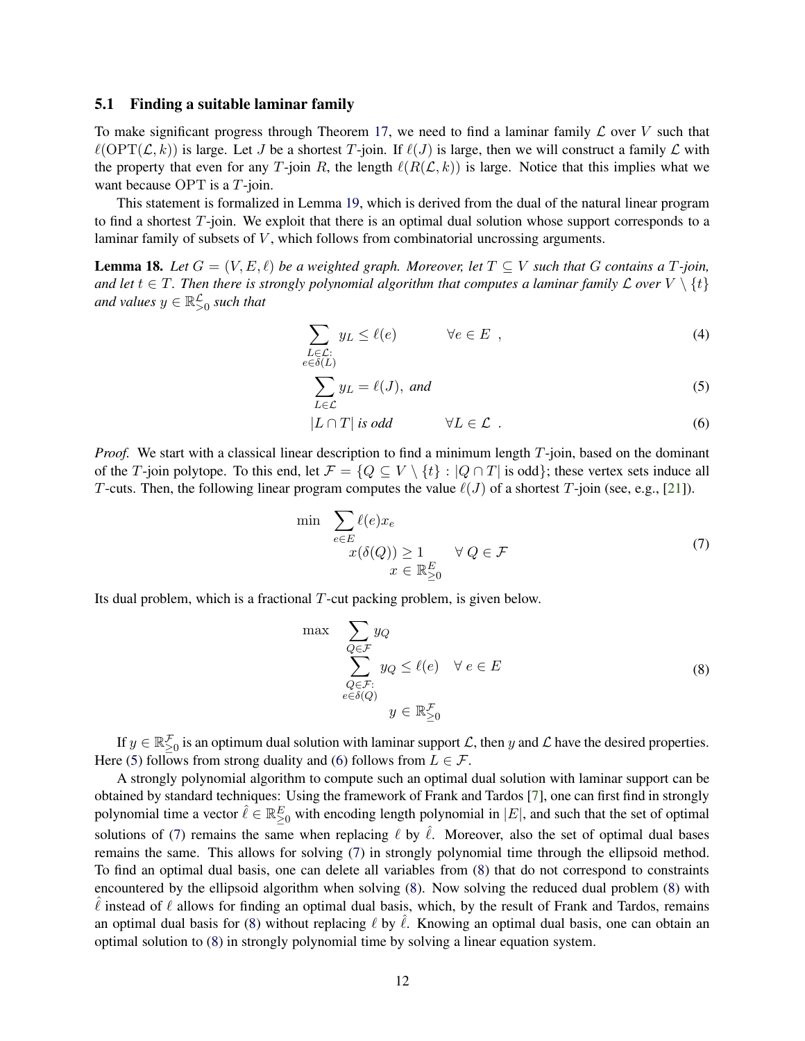### 5.1 Finding a suitable laminar family

To make significant progress through Theorem 17, we need to find a laminar family $\mathcal{L}$ over $V$ such that $\ell(\mathrm{OPT}(\mathcal{L},k))$ is large. Let $J$ be a shortest $T$-join. If $\ell(J)$ is large, then we will construct a family $\mathcal{L}$ with the property that even for any $T$-join $R$, the length $\ell(R(\mathcal{L},k))$ is large. Notice that this implies what we want because OPT is a $T$-join.

This statement is formalized in Lemma 19, which is derived from the dual of the natural linear program to find a shortest $T$-join. We exploit that there is an optimal dual solution whose support corresponds to a laminar family of subsets of $V$, which follows from combinatorial uncrossing arguments.

**Lemma 18.** *Let $G=(V,E,\ell)$ be a weighted graph. Moreover, let $T \subseteq V$ such that $G$ contains a $T$-join, and let $t \in T$. Then there is strongly polynomial algorithm that computes a laminar family $\mathcal{L}$ over $V \setminus \{t\}$ and values $y \in \mathbb{R}^{\mathcal{L}}_{>0}$ such that*

$$\sum_{\substack{L \in \mathcal{L}:\\ e \in \delta(L)}} y_L \le \ell(e) \qquad \forall e \in E \ , \tag{4}$$

$$\sum_{L \in \mathcal{L}} y_L = \ell(J), \text{ and} \tag{5}$$

$$|L \cap T| \text{ is odd} \qquad \forall L \in \mathcal{L} \ . \tag{6}$$

*Proof.* We start with a classical linear description to find a minimum length $T$-join, based on the dominant of the $T$-join polytope. To this end, let $\mathcal{F} = \{Q \subseteq V \setminus \{t\} : |Q \cap T| \text{ is odd}\}$; these vertex sets induce all $T$-cuts. Then, the following linear program computes the value $\ell(J)$ of a shortest $T$-join (see, e.g., [21]).

$$\begin{aligned} \min \quad & \sum_{e \in E} \ell(e) x_e \\ & x(\delta(Q)) \ge 1 \qquad \forall\, Q \in \mathcal{F} \\ & x \in \mathbb{R}^E_{\ge 0} \end{aligned} \tag{7}$$

Its dual problem, which is a fractional $T$-cut packing problem, is given below.

$$\begin{aligned} \max \quad & \sum_{Q \in \mathcal{F}} y_Q \\ & \sum_{\substack{Q \in \mathcal{F}:\\ e \in \delta(Q)}} y_Q \le \ell(e) \quad \forall\, e \in E \\ & y \in \mathbb{R}^{\mathcal{F}}_{\ge 0} \end{aligned} \tag{8}$$

If $y \in \mathbb{R}^{\mathcal{F}}_{\ge 0}$ is an optimum dual solution with laminar support $\mathcal{L}$, then $y$ and $\mathcal{L}$ have the desired properties. Here (5) follows from strong duality and (6) follows from $L \in \mathcal{F}$.

A strongly polynomial algorithm to compute such an optimal dual solution with laminar support can be obtained by standard techniques: Using the framework of Frank and Tardos [7], one can first find in strongly polynomial time a vector $\hat{\ell} \in \mathbb{R}^E_{\ge 0}$ with encoding length polynomial in $|E|$, and such that the set of optimal solutions of (7) remains the same when replacing $\ell$ by $\hat{\ell}$. Moreover, also the set of optimal dual bases remains the same. This allows for solving (7) in strongly polynomial time through the ellipsoid method. To find an optimal dual basis, one can delete all variables from (8) that do not correspond to constraints encountered by the ellipsoid algorithm when solving (8). Now solving the reduced dual problem (8) with $\hat{\ell}$ instead of $\ell$ allows for finding an optimal dual basis, which, by the result of Frank and Tardos, remains an optimal dual basis for (8) without replacing $\ell$ by $\hat{\ell}$. Knowing an optimal dual basis, one can obtain an optimal solution to (8) in strongly polynomial time by solving a linear equation system.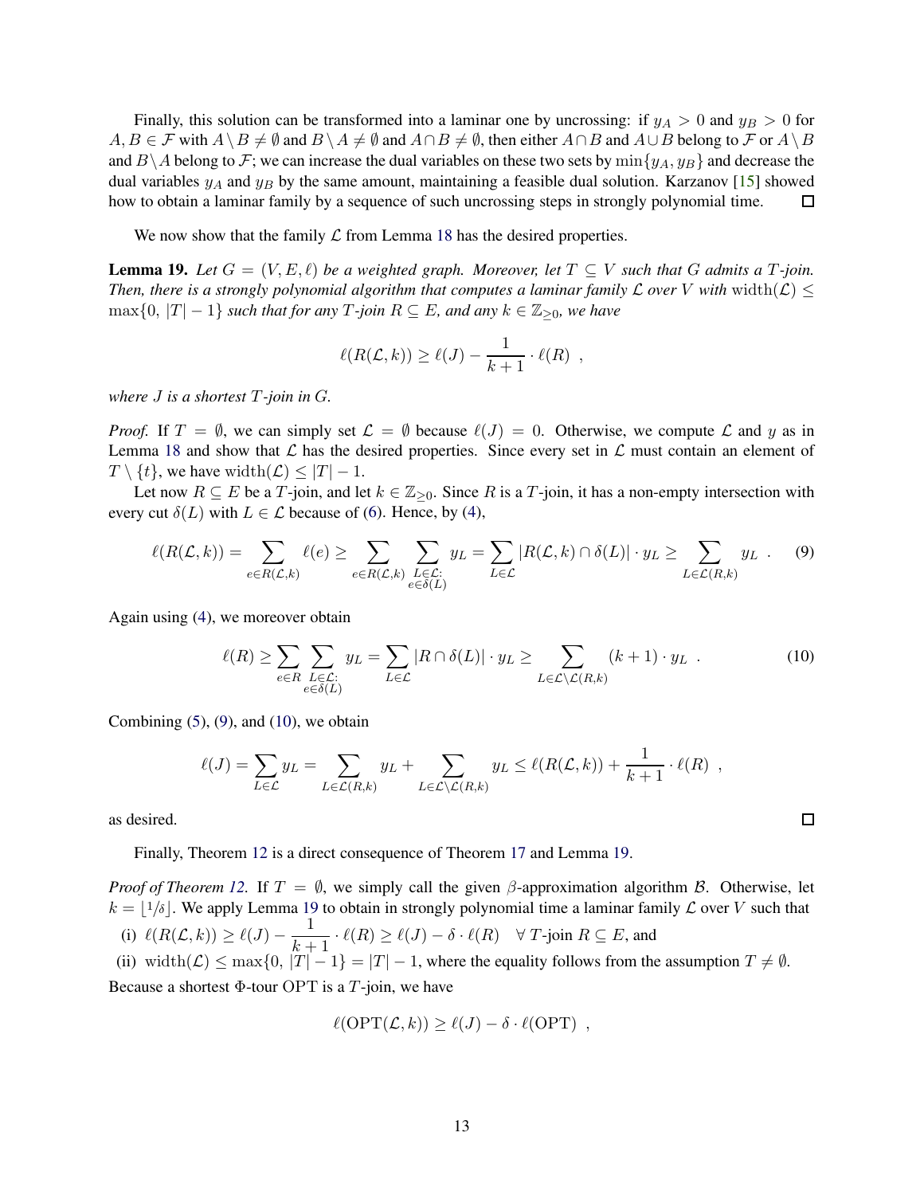Finally, this solution can be transformed into a laminar one by uncrossing: if $y_A > 0$ and $y_B > 0$ for $A, B \in \mathcal{F}$ with $A \setminus B \neq \emptyset$ and $B \setminus A \neq \emptyset$ and $A \cap B \neq \emptyset$, then either $A \cap B$ and $A \cup B$ belong to $\mathcal{F}$ or $A \setminus B$ and $B \setminus A$ belong to $\mathcal{F}$; we can increase the dual variables on these two sets by $\min\{y_A, y_B\}$ and decrease the dual variables $y_A$ and $y_B$ by the same amount, maintaining a feasible dual solution. Karzanov [15] showed how to obtain a laminar family by a sequence of such uncrossing steps in strongly polynomial time. □

We now show that the family $\mathcal{L}$ from Lemma 18 has the desired properties.

**Lemma 19.** *Let $G = (V, E, \ell)$ be a weighted graph. Moreover, let $T \subseteq V$ such that $G$ admits a $T$-join. Then, there is a strongly polynomial algorithm that computes a laminar family $\mathcal{L}$ over $V$ with $\mathrm{width}(\mathcal{L}) \leq \max\{0, |T| - 1\}$ such that for any $T$-join $R \subseteq E$, and any $k \in \mathbb{Z}_{\geq 0}$, we have*

$$\ell(R(\mathcal{L}, k)) \geq \ell(J) - \frac{1}{k+1} \cdot \ell(R) \ ,$$

*where $J$ is a shortest $T$-join in $G$.*

*Proof.* If $T = \emptyset$, we can simply set $\mathcal{L} = \emptyset$ because $\ell(J) = 0$. Otherwise, we compute $\mathcal{L}$ and $y$ as in Lemma 18 and show that $\mathcal{L}$ has the desired properties. Since every set in $\mathcal{L}$ must contain an element of $T \setminus \{t\}$, we have $\mathrm{width}(\mathcal{L}) \leq |T| - 1$.

Let now $R \subseteq E$ be a $T$-join, and let $k \in \mathbb{Z}_{\geq 0}$. Since $R$ is a $T$-join, it has a non-empty intersection with every cut $\delta(L)$ with $L \in \mathcal{L}$ because of (6). Hence, by (4),

$$\ell(R(\mathcal{L}, k)) = \sum_{e \in R(\mathcal{L},k)} \ell(e) \geq \sum_{e \in R(\mathcal{L},k)} \sum_{\substack{L \in \mathcal{L}: \\ e \in \delta(L)}} y_L = \sum_{L \in \mathcal{L}} |R(\mathcal{L}, k) \cap \delta(L)| \cdot y_L \geq \sum_{L \in \mathcal{L}(R,k)} y_L \ . \tag{9}$$

Again using (4), we moreover obtain

$$\ell(R) \geq \sum_{e \in R} \sum_{\substack{L \in \mathcal{L}: \\ e \in \delta(L)}} y_L = \sum_{L \in \mathcal{L}} |R \cap \delta(L)| \cdot y_L \geq \sum_{L \in \mathcal{L} \setminus \mathcal{L}(R,k)} (k+1) \cdot y_L \ . \tag{10}$$

Combining (5), (9), and (10), we obtain

$$\ell(J) = \sum_{L \in \mathcal{L}} y_L = \sum_{L \in \mathcal{L}(R,k)} y_L + \sum_{L \in \mathcal{L} \setminus \mathcal{L}(R,k)} y_L \leq \ell(R(\mathcal{L}, k)) + \frac{1}{k+1} \cdot \ell(R) \ ,$$

as desired. □

Finally, Theorem 12 is a direct consequence of Theorem 17 and Lemma 19.

*Proof of Theorem 12.* If $T = \emptyset$, we simply call the given $\beta$-approximation algorithm $\mathcal{B}$. Otherwise, let $k = \lfloor 1/\delta \rfloor$. We apply Lemma 19 to obtain in strongly polynomial time a laminar family $\mathcal{L}$ over $V$ such that

(i) $\ell(R(\mathcal{L}, k)) \geq \ell(J) - \dfrac{1}{k+1} \cdot \ell(R) \geq \ell(J) - \delta \cdot \ell(R) \quad \forall\, T\text{-join } R \subseteq E$, and

(ii) $\mathrm{width}(\mathcal{L}) \leq \max\{0, |T| - 1\} = |T| - 1$, where the equality follows from the assumption $T \neq \emptyset$.

Because a shortest $\Phi$-tour $\mathrm{OPT}$ is a $T$-join, we have

$$\ell(\mathrm{OPT}(\mathcal{L}, k)) \geq \ell(J) - \delta \cdot \ell(\mathrm{OPT}) \ ,$$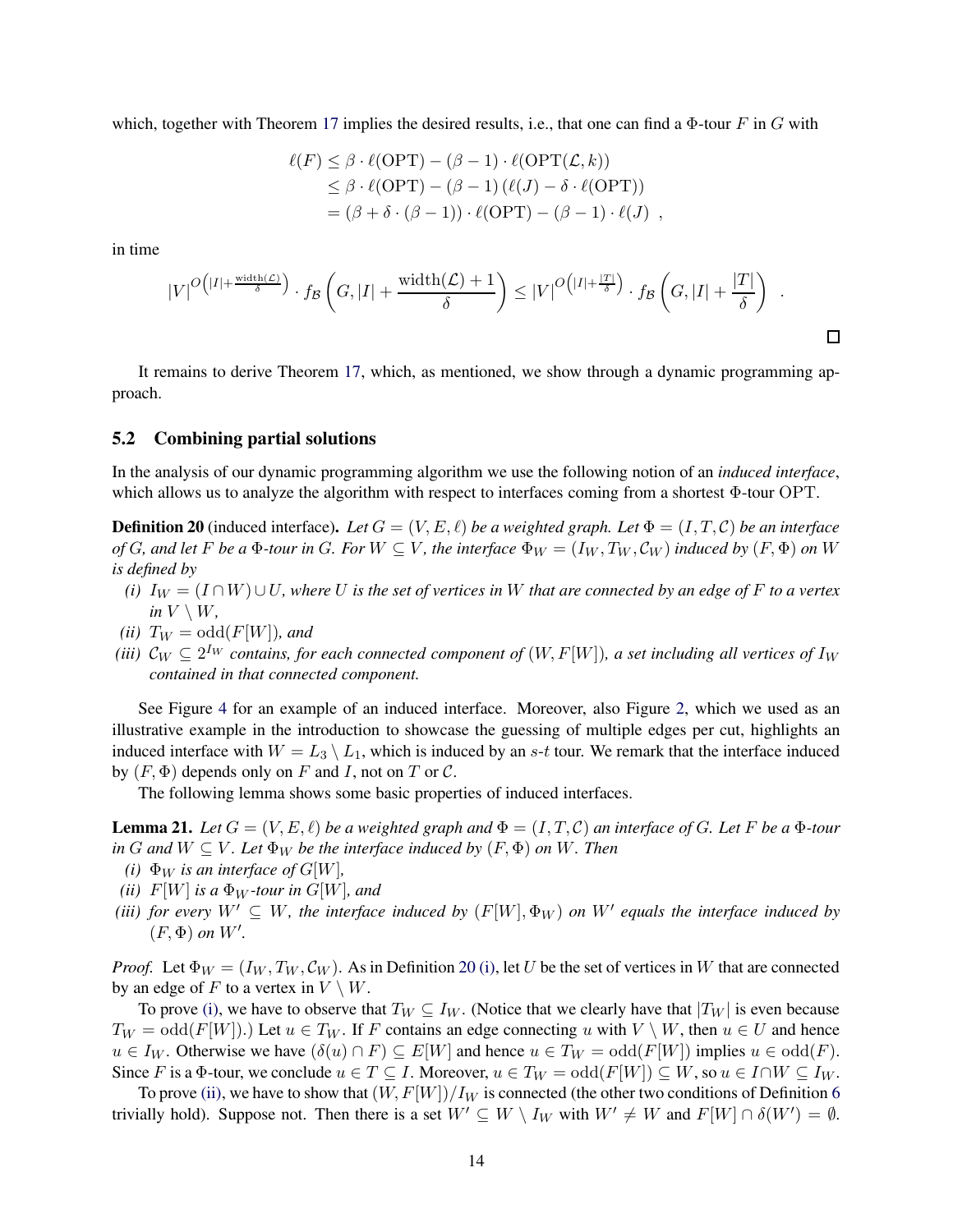which, together with Theorem 17 implies the desired results, i.e., that one can find a $\Phi$-tour $F$ in $G$ with

$$
\begin{aligned}
\ell(F) &\leq \beta \cdot \ell(\mathrm{OPT}) - (\beta - 1) \cdot \ell(\mathrm{OPT}(\mathcal{L}, k)) \\
&\leq \beta \cdot \ell(\mathrm{OPT}) - (\beta - 1) \left(\ell(J) - \delta \cdot \ell(\mathrm{OPT})\right) \\
&= (\beta + \delta \cdot (\beta - 1)) \cdot \ell(\mathrm{OPT}) - (\beta - 1) \cdot \ell(J) \enspace ,
\end{aligned}
$$

in time

$$
|V|^{O\left(|I| + \frac{\mathrm{width}(\mathcal{L})}{\delta}\right)} \cdot f_{\mathcal{B}}\left(G, |I| + \frac{\mathrm{width}(\mathcal{L}) + 1}{\delta}\right) \leq |V|^{O\left(|I| + \frac{|T|}{\delta}\right)} \cdot f_{\mathcal{B}}\left(G, |I| + \frac{|T|}{\delta}\right) \enspace .
$$

□

It remains to derive Theorem 17, which, as mentioned, we show through a dynamic programming approach.

### 5.2 Combining partial solutions

In the analysis of our dynamic programming algorithm we use the following notion of an *induced interface*, which allows us to analyze the algorithm with respect to interfaces coming from a shortest $\Phi$-tour $\mathrm{OPT}$.

**Definition 20** (induced interface)**.** *Let $G = (V, E, \ell)$ be a weighted graph. Let $\Phi = (I, T, \mathcal{C})$ be an interface of $G$, and let $F$ be a $\Phi$-tour in $G$. For $W \subseteq V$, the interface $\Phi_W = (I_W, T_W, \mathcal{C}_W)$ induced by $(F, \Phi)$ on $W$ is defined by*

- *(i) $I_W = (I \cap W) \cup U$, where $U$ is the set of vertices in $W$ that are connected by an edge of $F$ to a vertex in $V \setminus W$,*
- *(ii) $T_W = \mathrm{odd}(F[W])$, and*
- *(iii) $\mathcal{C}_W \subseteq 2^{I_W}$ contains, for each connected component of $(W, F[W])$, a set including all vertices of $I_W$ contained in that connected component.*

See Figure 4 for an example of an induced interface. Moreover, also Figure 2, which we used as an illustrative example in the introduction to showcase the guessing of multiple edges per cut, highlights an induced interface with $W = L_3 \setminus L_1$, which is induced by an $s$-$t$ tour. We remark that the interface induced by $(F, \Phi)$ depends only on $F$ and $I$, not on $T$ or $\mathcal{C}$.

The following lemma shows some basic properties of induced interfaces.

**Lemma 21.** *Let $G = (V, E, \ell)$ be a weighted graph and $\Phi = (I, T, \mathcal{C})$ an interface of $G$. Let $F$ be a $\Phi$-tour in $G$ and $W \subseteq V$. Let $\Phi_W$ be the interface induced by $(F, \Phi)$ on $W$. Then*

- *(i) $\Phi_W$ is an interface of $G[W]$,*
- *(ii) $F[W]$ is a $\Phi_W$-tour in $G[W]$, and*
- *(iii) for every $W' \subseteq W$, the interface induced by $(F[W], \Phi_W)$ on $W'$ equals the interface induced by $(F, \Phi)$ on $W'$.*

*Proof.* Let $\Phi_W = (I_W, T_W, \mathcal{C}_W)$. As in Definition 20 (i), let $U$ be the set of vertices in $W$ that are connected by an edge of $F$ to a vertex in $V \setminus W$.

To prove (i), we have to observe that $T_W \subseteq I_W$. (Notice that we clearly have that $|T_W|$ is even because $T_W = \mathrm{odd}(F[W])$.) Let $u \in T_W$. If $F$ contains an edge connecting $u$ with $V \setminus W$, then $u \in U$ and hence $u \in I_W$. Otherwise we have $(\delta(u) \cap F) \subseteq E[W]$ and hence $u \in T_W = \mathrm{odd}(F[W])$ implies $u \in \mathrm{odd}(F)$. Since $F$ is a $\Phi$-tour, we conclude $u \in T \subseteq I$. Moreover, $u \in T_W = \mathrm{odd}(F[W]) \subseteq W$, so $u \in I \cap W \subseteq I_W$.

To prove (ii), we have to show that $(W, F[W])/I_W$ is connected (the other two conditions of Definition 6 trivially hold). Suppose not. Then there is a set $W' \subseteq W \setminus I_W$ with $W' \neq W$ and $F[W] \cap \delta(W') = \emptyset$.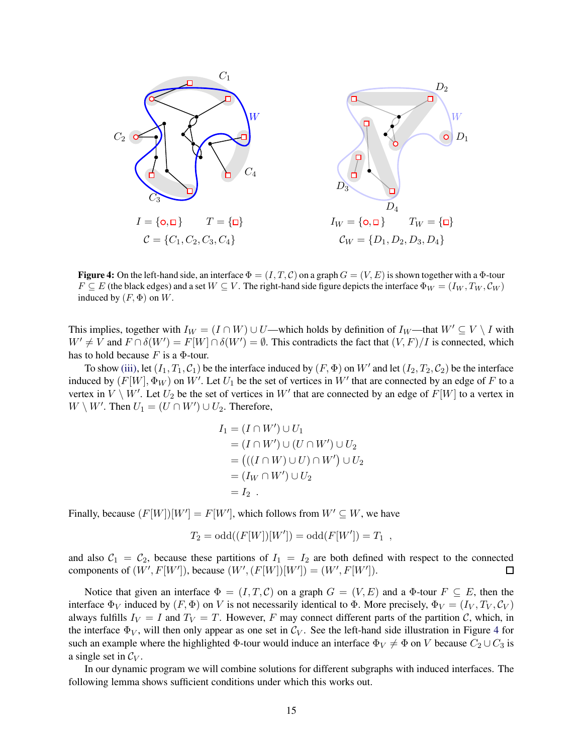$I = \{\circ, \square\}$ $\quad T = \{\square\}$

$\mathcal{C} = \{C_1, C_2, C_3, C_4\}$

$I_W = \{\circ, \square\}$ $\quad T_W = \{\square\}$

$\mathcal{C}_W = \{D_1, D_2, D_3, D_4\}$

**Figure 4:** On the left-hand side, an interface $\Phi = (I, T, \mathcal{C})$ on a graph $G = (V, E)$ is shown together with a $\Phi$-tour $F \subseteq E$ (the black edges) and a set $W \subseteq V$. The right-hand side figure depicts the interface $\Phi_W = (I_W, T_W, \mathcal{C}_W)$ induced by $(F, \Phi)$ on $W$.

This implies, together with $I_W = (I \cap W) \cup U$—which holds by definition of $I_W$—that $W' \subseteq V \setminus I$ with $W' \neq V$ and $F \cap \delta(W') = F[W] \cap \delta(W') = \emptyset$. This contradicts the fact that $(V, F)/I$ is connected, which has to hold because $F$ is a $\Phi$-tour.

To show (iii), let $(I_1, T_1, \mathcal{C}_1)$ be the interface induced by $(F, \Phi)$ on $W'$ and let $(I_2, T_2, \mathcal{C}_2)$ be the interface induced by $(F[W], \Phi_W)$ on $W'$. Let $U_1$ be the set of vertices in $W'$ that are connected by an edge of $F$ to a vertex in $V \setminus W'$. Let $U_2$ be the set of vertices in $W'$ that are connected by an edge of $F[W]$ to a vertex in $W \setminus W'$. Then $U_1 = (U \cap W') \cup U_2$. Therefore,

$$
\begin{aligned}
I_1 &= (I \cap W') \cup U_1 \\
&= (I \cap W') \cup (U \cap W') \cup U_2 \\
&= \big(((I \cap W) \cup U) \cap W'\big) \cup U_2 \\
&= (I_W \cap W') \cup U_2 \\
&= I_2 \ .
\end{aligned}
$$

Finally, because $(F[W])[W'] = F[W']$, which follows from $W' \subseteq W$, we have

$$
T_2 = \text{odd}((F[W])[W']) = \text{odd}(F[W']) = T_1 \ ,
$$

and also $\mathcal{C}_1 = \mathcal{C}_2$, because these partitions of $I_1 = I_2$ are both defined with respect to the connected components of $(W', F[W'])$, because $(W', (F[W])[W']) = (W', F[W'])$. $\square$

Notice that given an interface $\Phi = (I, T, \mathcal{C})$ on a graph $G = (V, E)$ and a $\Phi$-tour $F \subseteq E$, then the interface $\Phi_V$ induced by $(F, \Phi)$ on $V$ is not necessarily identical to $\Phi$. More precisely, $\Phi_V = (I_V, T_V, \mathcal{C}_V)$ always fulfills $I_V = I$ and $T_V = T$. However, $F$ may connect different parts of the partition $\mathcal{C}$, which, in the interface $\Phi_V$, will then only appear as one set in $\mathcal{C}_V$. See the left-hand side illustration in Figure 4 for such an example where the highlighted $\Phi$-tour would induce an interface $\Phi_V \neq \Phi$ on $V$ because $C_2 \cup C_3$ is a single set in $\mathcal{C}_V$.

In our dynamic program we will combine solutions for different subgraphs with induced interfaces. The following lemma shows sufficient conditions under which this works out.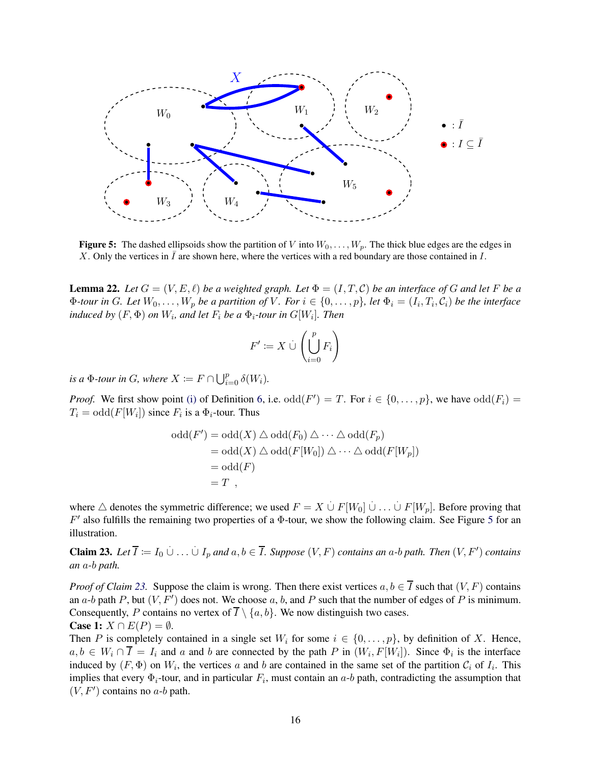**Figure 5:** The dashed ellipsoids show the partition of $V$ into $W_0, \ldots, W_p$. The thick blue edges are the edges in $X$. Only the vertices in $\bar{I}$ are shown here, where the vertices with a red boundary are those contained in $I$.

**Lemma 22.** *Let $G = (V, E, \ell)$ be a weighted graph. Let $\Phi = (I, T, \mathcal{C})$ be an interface of $G$ and let $F$ be a $\Phi$-tour in $G$. Let $W_0, \ldots, W_p$ be a partition of $V$. For $i \in \{0, \ldots, p\}$, let $\Phi_i = (I_i, T_i, \mathcal{C}_i)$ be the interface induced by $(F, \Phi)$ on $W_i$, and let $F_i$ be a $\Phi_i$-tour in $G[W_i]$. Then*

$$F' := X \,\dot\cup\, \left( \dot{\bigcup_{i=0}^{p}} F_i \right)$$

*is a $\Phi$-tour in $G$, where $X := F \cap \bigcup_{i=0}^{p} \delta(W_i)$.*

*Proof.* We first show point (i) of Definition 6, i.e. $\mathrm{odd}(F') = T$. For $i \in \{0, \ldots, p\}$, we have $\mathrm{odd}(F_i) = T_i = \mathrm{odd}(F[W_i])$ since $F_i$ is a $\Phi_i$-tour. Thus

$$\begin{aligned}
\mathrm{odd}(F') &= \mathrm{odd}(X) \triangle \mathrm{odd}(F_0) \triangle \cdots \triangle \mathrm{odd}(F_p) \\
&= \mathrm{odd}(X) \triangle \mathrm{odd}(F[W_0]) \triangle \cdots \triangle \mathrm{odd}(F[W_p]) \\
&= \mathrm{odd}(F) \\
&= T \ ,
\end{aligned}$$

where $\triangle$ denotes the symmetric difference; we used $F = X \,\dot\cup\, F[W_0] \,\dot\cup \ldots \dot\cup\, F[W_p]$. Before proving that $F'$ also fulfills the remaining two properties of a $\Phi$-tour, we show the following claim. See Figure 5 for an illustration.

**Claim 23.** *Let $\overline{I} := I_0 \,\dot\cup \ldots \dot\cup\, I_p$ and $a, b \in \overline{I}$. Suppose $(V, F)$ contains an $a$-$b$ path. Then $(V, F')$ contains an $a$-$b$ path.*

*Proof of Claim 23.* Suppose the claim is wrong. Then there exist vertices $a, b \in \overline{I}$ such that $(V, F)$ contains an $a$-$b$ path $P$, but $(V, F')$ does not. We choose $a$, $b$, and $P$ such that the number of edges of $P$ is minimum. Consequently, $P$ contains no vertex of $\overline{I} \setminus \{a, b\}$. We now distinguish two cases.

**Case 1:** $X \cap E(P) = \emptyset$.

Then $P$ is completely contained in a single set $W_i$ for some $i \in \{0, \ldots, p\}$, by definition of $X$. Hence, $a, b \in W_i \cap \overline{I} = I_i$ and $a$ and $b$ are connected by the path $P$ in $(W_i, F[W_i])$. Since $\Phi_i$ is the interface induced by $(F, \Phi)$ on $W_i$, the vertices $a$ and $b$ are contained in the same set of the partition $\mathcal{C}_i$ of $I_i$. This implies that every $\Phi_i$-tour, and in particular $F_i$, must contain an $a$-$b$ path, contradicting the assumption that $(V, F')$ contains no $a$-$b$ path.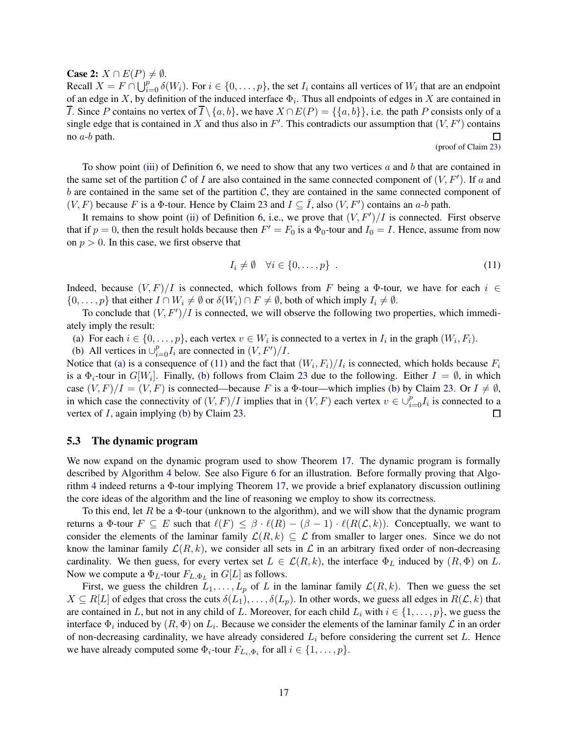**Case 2:** $X \cap E(P) \neq \emptyset$.

Recall $X = F \cap \bigcup_{i=0}^{p} \delta(W_i)$. For $i \in \{0, \ldots, p\}$, the set $I_i$ contains all vertices of $W_i$ that are an endpoint of an edge in $X$, by definition of the induced interface $\Phi_i$. Thus all endpoints of edges in $X$ are contained in $\overline{I}$. Since $P$ contains no vertex of $\overline{I} \setminus \{a, b\}$, we have $X \cap E(P) = \{\{a, b\}\}$, i.e. the path $P$ consists only of a single edge that is contained in $X$ and thus also in $F'$. This contradicts our assumption that $(V, F')$ contains no $a$-$b$ path. □

(proof of Claim 23)

To show point (iii) of Definition 6, we need to show that any two vertices $a$ and $b$ that are contained in the same set of the partition $\mathcal{C}$ of $I$ are also contained in the same connected component of $(V, F')$. If $a$ and $b$ are contained in the same set of the partition $\mathcal{C}$, they are contained in the same connected component of $(V, F)$ because $F$ is a $\Phi$-tour. Hence by Claim 23 and $I \subseteq \bar{I}$, also $(V, F')$ contains an $a$-$b$ path.

It remains to show point (ii) of Definition 6, i.e., we prove that $(V, F')/I$ is connected. First observe that if $p = 0$, then the result holds because then $F' = F_0$ is a $\Phi_0$-tour and $I_0 = I$. Hence, assume from now on $p > 0$. In this case, we first observe that

$$I_i \neq \emptyset \quad \forall i \in \{0, \ldots, p\} \ . \tag{11}$$

Indeed, because $(V, F)/I$ is connected, which follows from $F$ being a $\Phi$-tour, we have for each $i \in \{0, \ldots, p\}$ that either $I \cap W_i \neq \emptyset$ or $\delta(W_i) \cap F \neq \emptyset$, both of which imply $I_i \neq \emptyset$.

To conclude that $(V, F')/I$ is connected, we will observe the following two properties, which immediately imply the result:

(a) For each $i \in \{0, \ldots, p\}$, each vertex $v \in W_i$ is connected to a vertex in $I_i$ in the graph $(W_i, F_i)$.

(b) All vertices in $\cup_{i=0}^{p} I_i$ are connected in $(V, F')/I$.

Notice that (a) is a consequence of (11) and the fact that $(W_i, F_i)/I_i$ is connected, which holds because $F_i$ is a $\Phi_i$-tour in $G[W_i]$. Finally, (b) follows from Claim 23 due to the following. Either $I = \emptyset$, in which case $(V, F)/I = (V, F)$ is connected—because $F$ is a $\Phi$-tour—which implies (b) by Claim 23. Or $I \neq \emptyset$, in which case the connectivity of $(V, F)/I$ implies that in $(V, F)$ each vertex $v \in \cup_{i=0}^{p} I_i$ is connected to a vertex of $I$, again implying (b) by Claim 23. □

### 5.3 The dynamic program

We now expand on the dynamic program used to show Theorem 17. The dynamic program is formally described by Algorithm 4 below. See also Figure 6 for an illustration. Before formally proving that Algorithm 4 indeed returns a $\Phi$-tour implying Theorem 17, we provide a brief explanatory discussion outlining the core ideas of the algorithm and the line of reasoning we employ to show its correctness.

To this end, let $R$ be a $\Phi$-tour (unknown to the algorithm), and we will show that the dynamic program returns a $\Phi$-tour $F \subseteq E$ such that $\ell(F) \leq \beta \cdot \ell(R) - (\beta - 1) \cdot \ell(R(\mathcal{L}, k))$. Conceptually, we want to consider the elements of the laminar family $\mathcal{L}(R, k) \subseteq \mathcal{L}$ from smaller to larger ones. Since we do not know the laminar family $\mathcal{L}(R, k)$, we consider all sets in $\mathcal{L}$ in an arbitrary fixed order of non-decreasing cardinality. We then guess, for every vertex set $L \in \mathcal{L}(R, k)$, the interface $\Phi_L$ induced by $(R, \Phi)$ on $L$. Now we compute a $\Phi_L$-tour $F_{L,\Phi_L}$ in $G[L]$ as follows.

First, we guess the children $L_1, \ldots, L_p$ of $L$ in the laminar family $\mathcal{L}(R, k)$. Then we guess the set $X \subseteq R[L]$ of edges that cross the cuts $\delta(L_1), \ldots, \delta(L_p)$. In other words, we guess all edges in $R(\mathcal{L}, k)$ that are contained in $L$, but not in any child of $L$. Moreover, for each child $L_i$ with $i \in \{1, \ldots, p\}$, we guess the interface $\Phi_i$ induced by $(R, \Phi)$ on $L_i$. Because we consider the elements of the laminar family $\mathcal{L}$ in an order of non-decreasing cardinality, we have already considered $L_i$ before considering the current set $L$. Hence we have already computed some $\Phi_i$-tour $F_{L_i,\Phi_i}$ for all $i \in \{1, \ldots, p\}$.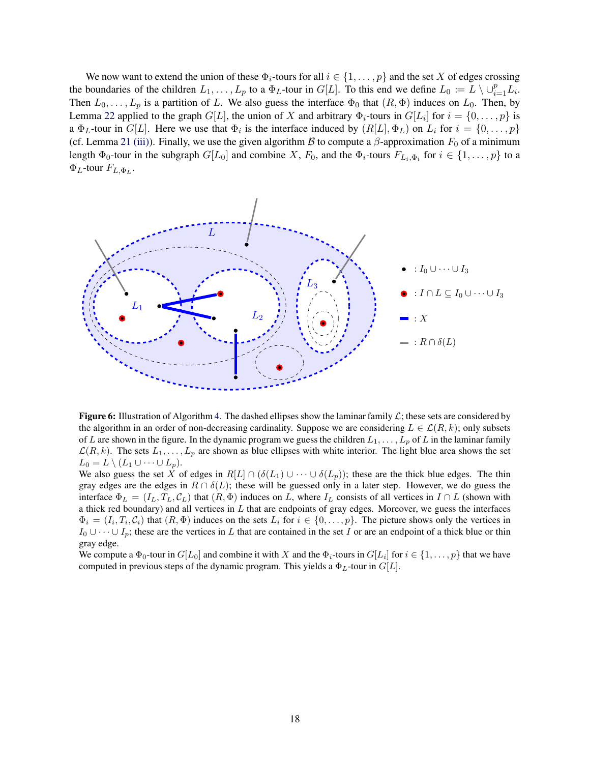We now want to extend the union of these $\Phi_i$-tours for all $i \in \{1, \ldots, p\}$ and the set $X$ of edges crossing the boundaries of the children $L_1, \ldots, L_p$ to a $\Phi_L$-tour in $G[L]$. To this end we define $L_0 \coloneqq L \setminus \cup_{i=1}^p L_i$. Then $L_0, \ldots, L_p$ is a partition of $L$. We also guess the interface $\Phi_0$ that $(R, \Phi)$ induces on $L_0$. Then, by Lemma 22 applied to the graph $G[L]$, the union of $X$ and arbitrary $\Phi_i$-tours in $G[L_i]$ for $i = \{0, \ldots, p\}$ is a $\Phi_L$-tour in $G[L]$. Here we use that $\Phi_i$ is the interface induced by $(R[L], \Phi_L)$ on $L_i$ for $i = \{0, \ldots, p\}$ (cf. Lemma 21 (iii)). Finally, we use the given algorithm $\mathcal{B}$ to compute a $\beta$-approximation $F_0$ of a minimum length $\Phi_0$-tour in the subgraph $G[L_0]$ and combine $X$, $F_0$, and the $\Phi_i$-tours $F_{L_i, \Phi_i}$ for $i \in \{1, \ldots, p\}$ to a $\Phi_L$-tour $F_{L, \Phi_L}$.

**Figure 6:** Illustration of Algorithm 4. The dashed ellipses show the laminar family $\mathcal{L}$; these sets are considered by the algorithm in an order of non-decreasing cardinality. Suppose we are considering $L \in \mathcal{L}(R, k)$; only subsets of $L$ are shown in the figure. In the dynamic program we guess the children $L_1, \ldots, L_p$ of $L$ in the laminar family $\mathcal{L}(R, k)$. The sets $L_1, \ldots, L_p$ are shown as blue ellipses with white interior. The light blue area shows the set $L_0 = L \setminus (L_1 \cup \cdots \cup L_p)$.
We also guess the set $X$ of edges in $R[L] \cap (\delta(L_1) \cup \cdots \cup \delta(L_p))$; these are the thick blue edges. The thin gray edges are the edges in $R \cap \delta(L)$; these will be guessed only in a later step. However, we do guess the interface $\Phi_L = (I_L, T_L, \mathcal{C}_L)$ that $(R, \Phi)$ induces on $L$, where $I_L$ consists of all vertices in $I \cap L$ (shown with a thick red boundary) and all vertices in $L$ that are endpoints of gray edges. Moreover, we guess the interfaces $\Phi_i = (I_i, T_i, \mathcal{C}_i)$ that $(R, \Phi)$ induces on the sets $L_i$ for $i \in \{0, \ldots, p\}$. The picture shows only the vertices in $I_0 \cup \cdots \cup I_p$; these are the vertices in $L$ that are contained in the set $I$ or are an endpoint of a thick blue or thin gray edge.
We compute a $\Phi_0$-tour in $G[L_0]$ and combine it with $X$ and the $\Phi_i$-tours in $G[L_i]$ for $i \in \{1, \ldots, p\}$ that we have computed in previous steps of the dynamic program. This yields a $\Phi_L$-tour in $G[L]$.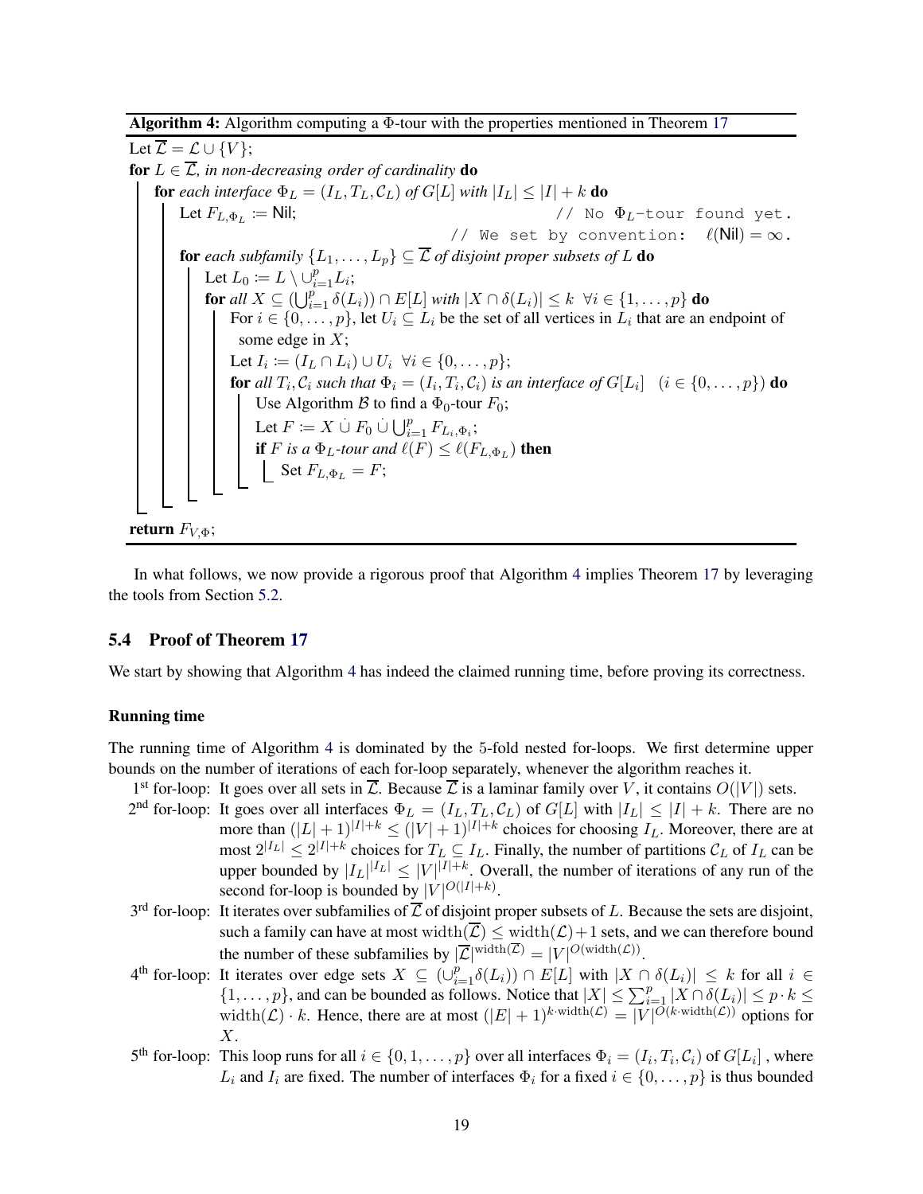**Algorithm 4:** Algorithm computing a $\Phi$-tour with the properties mentioned in Theorem 17

```
Let L̄ = L ∪ {V};
for L ∈ L̄, in non-decreasing order of cardinality do
    for each interface Φ_L = (I_L, T_L, C_L) of G[L] with |I_L| ≤ |I| + k do
        Let F_{L,Φ_L} := Nil;                         // No Φ_L-tour found yet.
                                                       // We set by convention: ℓ(Nil) = ∞.
        for each subfamily {L_1, ..., L_p} ⊆ L̄ of disjoint proper subsets of L do
            Let L_0 := L \ ∪_{i=1}^p L_i;
            for all X ⊆ (∪_{i=1}^p δ(L_i)) ∩ E[L] with |X ∩ δ(L_i)| ≤ k  ∀i ∈ {1, ..., p} do
                For i ∈ {0, ..., p}, let U_i ⊆ L_i be the set of all vertices in L_i that are an endpoint of
                  some edge in X;
                Let I_i := (I_L ∩ L_i) ∪ U_i  ∀i ∈ {0, ..., p};
                for all T_i, C_i such that Φ_i = (I_i, T_i, C_i) is an interface of G[L_i]   (i ∈ {0, ..., p}) do
                    Use Algorithm B to find a Φ_0-tour F_0;
                    Let F := X ∪̇ F_0 ∪̇ ∪̇_{i=1}^p F_{L_i,Φ_i};
                    if F is a Φ_L-tour and ℓ(F) ≤ ℓ(F_{L,Φ_L}) then
                        Set F_{L,Φ_L} = F;
return F_{V,Φ};
```

In what follows, we now provide a rigorous proof that Algorithm 4 implies Theorem 17 by leveraging the tools from Section 5.2.

## 5.4 Proof of Theorem 17

We start by showing that Algorithm 4 has indeed the claimed running time, before proving its correctness.

#### Running time

The running time of Algorithm 4 is dominated by the 5-fold nested for-loops. We first determine upper bounds on the number of iterations of each for-loop separately, whenever the algorithm reaches it.

- 1st for-loop: It goes over all sets in $\overline{\mathcal{L}}$. Because $\overline{\mathcal{L}}$ is a laminar family over $V$, it contains $O(|V|)$ sets.
- 2nd for-loop: It goes over all interfaces $\Phi_L = (I_L, T_L, \mathcal{C}_L)$ of $G[L]$ with $|I_L| \leq |I| + k$. There are no more than $(|L|+1)^{|I|+k} \leq (|V|+1)^{|I|+k}$ choices for choosing $I_L$. Moreover, there are at most $2^{|I_L|} \leq 2^{|I|+k}$ choices for $T_L \subseteq I_L$. Finally, the number of partitions $\mathcal{C}_L$ of $I_L$ can be upper bounded by $|I_L|^{|I_L|} \leq |V|^{|I|+k}$. Overall, the number of iterations of any run of the second for-loop is bounded by $|V|^{O(|I|+k)}$.
- 3rd for-loop: It iterates over subfamilies of $\overline{\mathcal{L}}$ of disjoint proper subsets of $L$. Because the sets are disjoint, such a family can have at most $\mathrm{width}(\overline{\mathcal{L}}) \leq \mathrm{width}(\mathcal{L})+1$ sets, and we can therefore bound the number of these subfamilies by $|\overline{\mathcal{L}}|^{\mathrm{width}(\overline{\mathcal{L}})} = |V|^{O(\mathrm{width}(\mathcal{L}))}$.
- 4th for-loop: It iterates over edge sets $X \subseteq (\cup_{i=1}^p \delta(L_i)) \cap E[L]$ with $|X \cap \delta(L_i)| \leq k$ for all $i \in \{1, \ldots, p\}$, and can be bounded as follows. Notice that $|X| \leq \sum_{i=1}^p |X \cap \delta(L_i)| \leq p \cdot k \leq \mathrm{width}(\mathcal{L}) \cdot k$. Hence, there are at most $(|E|+1)^{k \cdot \mathrm{width}(\mathcal{L})} = |V|^{O(k \cdot \mathrm{width}(\mathcal{L}))}$ options for $X$.
- 5th for-loop: This loop runs for all $i \in \{0, 1, \ldots, p\}$ over all interfaces $\Phi_i = (I_i, T_i, \mathcal{C}_i)$ of $G[L_i]$, where $L_i$ and $I_i$ are fixed. The number of interfaces $\Phi_i$ for a fixed $i \in \{0, \ldots, p\}$ is thus bounded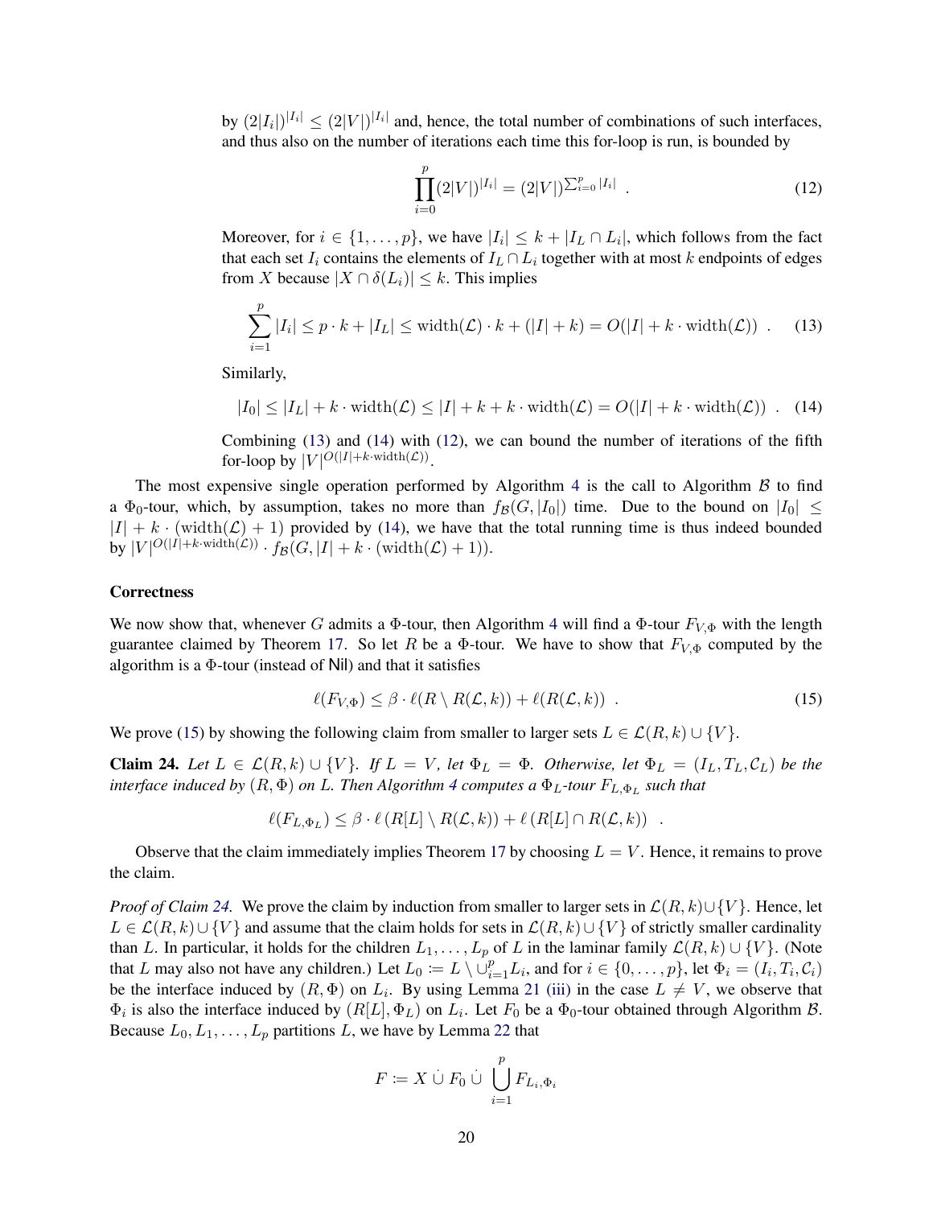by $(2|I_i|)^{|I_i|} \leq (2|V|)^{|I_i|}$ and, hence, the total number of combinations of such interfaces, and thus also on the number of iterations each time this for-loop is run, is bounded by

$$\prod_{i=0}^{p} (2|V|)^{|I_i|} = (2|V|)^{\sum_{i=0}^{p} |I_i|} \ . \tag{12}$$

Moreover, for $i \in \{1, \ldots, p\}$, we have $|I_i| \leq k + |I_L \cap L_i|$, which follows from the fact that each set $I_i$ contains the elements of $I_L \cap L_i$ together with at most $k$ endpoints of edges from $X$ because $|X \cap \delta(L_i)| \leq k$. This implies

$$\sum_{i=1}^{p} |I_i| \leq p \cdot k + |I_L| \leq \text{width}(\mathcal{L}) \cdot k + (|I| + k) = O(|I| + k \cdot \text{width}(\mathcal{L})) \ . \tag{13}$$

Similarly,

$$|I_0| \leq |I_L| + k \cdot \text{width}(\mathcal{L}) \leq |I| + k + k \cdot \text{width}(\mathcal{L}) = O(|I| + k \cdot \text{width}(\mathcal{L})) \ . \tag{14}$$

Combining (13) and (14) with (12), we can bound the number of iterations of the fifth for-loop by $|V|^{O(|I|+k \cdot \text{width}(\mathcal{L}))}$.

The most expensive single operation performed by Algorithm 4 is the call to Algorithm $\mathcal{B}$ to find a $\Phi_0$-tour, which, by assumption, takes no more than $f_{\mathcal{B}}(G, |I_0|)$ time. Due to the bound on $|I_0| \leq |I| + k \cdot (\text{width}(\mathcal{L}) + 1)$ provided by (14), we have that the total running time is thus indeed bounded by $|V|^{O(|I|+k \cdot \text{width}(\mathcal{L}))} \cdot f_{\mathcal{B}}(G, |I| + k \cdot (\text{width}(\mathcal{L}) + 1))$.

### Correctness

We now show that, whenever $G$ admits a $\Phi$-tour, then Algorithm 4 will find a $\Phi$-tour $F_{V,\Phi}$ with the length guarantee claimed by Theorem 17. So let $R$ be a $\Phi$-tour. We have to show that $F_{V,\Phi}$ computed by the algorithm is a $\Phi$-tour (instead of Nil) and that it satisfies

$$\ell(F_{V,\Phi}) \leq \beta \cdot \ell(R \setminus R(\mathcal{L}, k)) + \ell(R(\mathcal{L}, k)) \ . \tag{15}$$

We prove (15) by showing the following claim from smaller to larger sets $L \in \mathcal{L}(R, k) \cup \{V\}$.

**Claim 24.** *Let $L \in \mathcal{L}(R, k) \cup \{V\}$. If $L = V$, let $\Phi_L = \Phi$. Otherwise, let $\Phi_L = (I_L, T_L, \mathcal{C}_L)$ be the interface induced by $(R, \Phi)$ on $L$. Then Algorithm 4 computes a $\Phi_L$-tour $F_{L,\Phi_L}$ such that*

$$\ell(F_{L,\Phi_L}) \leq \beta \cdot \ell\left(R[L] \setminus R(\mathcal{L}, k)\right) + \ell\left(R[L] \cap R(\mathcal{L}, k)\right) \ .$$

Observe that the claim immediately implies Theorem 17 by choosing $L = V$. Hence, it remains to prove the claim.

*Proof of Claim 24.* We prove the claim by induction from smaller to larger sets in $\mathcal{L}(R, k) \cup \{V\}$. Hence, let $L \in \mathcal{L}(R, k) \cup \{V\}$ and assume that the claim holds for sets in $\mathcal{L}(R, k) \cup \{V\}$ of strictly smaller cardinality than $L$. In particular, it holds for the children $L_1, \ldots, L_p$ of $L$ in the laminar family $\mathcal{L}(R, k) \cup \{V\}$. (Note that $L$ may also not have any children.) Let $L_0 := L \setminus \cup_{i=1}^{p} L_i$, and for $i \in \{0, \ldots, p\}$, let $\Phi_i = (I_i, T_i, \mathcal{C}_i)$ be the interface induced by $(R, \Phi)$ on $L_i$. By using Lemma 21 (iii) in the case $L \neq V$, we observe that $\Phi_i$ is also the interface induced by $(R[L], \Phi_L)$ on $L_i$. Let $F_0$ be a $\Phi_0$-tour obtained through Algorithm $\mathcal{B}$. Because $L_0, L_1, \ldots, L_p$ partitions $L$, we have by Lemma 22 that

$$F := X \ \dot{\cup} \ F_0 \ \dot{\cup} \ \dot{\bigcup_{i=1}^{p}} F_{L_i,\Phi_i}$$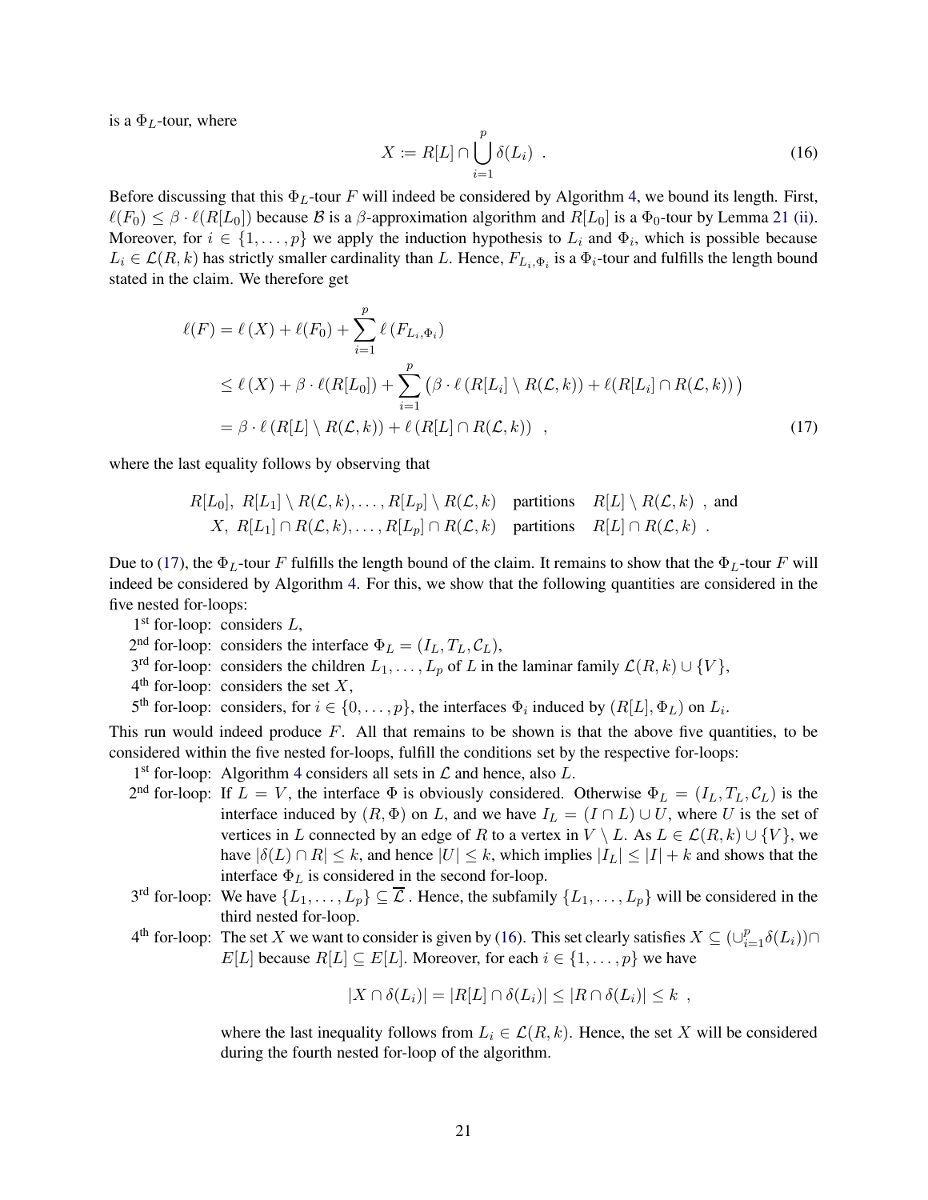is a $\Phi_L$-tour, where

$$X \coloneqq R[L] \cap \bigcup_{i=1}^{p} \delta(L_i) \ . \tag{16}$$

Before discussing that this $\Phi_L$-tour $F$ will indeed be considered by Algorithm 4, we bound its length. First, $\ell(F_0) \leq \beta \cdot \ell(R[L_0])$ because $\mathcal{B}$ is a $\beta$-approximation algorithm and $R[L_0]$ is a $\Phi_0$-tour by Lemma 21 (ii). Moreover, for $i \in \{1, \ldots, p\}$ we apply the induction hypothesis to $L_i$ and $\Phi_i$, which is possible because $L_i \in \mathcal{L}(R, k)$ has strictly smaller cardinality than $L$. Hence, $F_{L_i,\Phi_i}$ is a $\Phi_i$-tour and fulfills the length bound stated in the claim. We therefore get

$$\begin{aligned}
\ell(F) &= \ell(X) + \ell(F_0) + \sum_{i=1}^{p} \ell(F_{L_i,\Phi_i}) \\
&\leq \ell(X) + \beta \cdot \ell(R[L_0]) + \sum_{i=1}^{p} \big(\beta \cdot \ell(R[L_i] \setminus R(\mathcal{L}, k)) + \ell(R[L_i] \cap R(\mathcal{L}, k))\big) \\
&= \beta \cdot \ell(R[L] \setminus R(\mathcal{L}, k)) + \ell(R[L] \cap R(\mathcal{L}, k)) \quad ,
\end{aligned} \tag{17}$$

where the last equality follows by observing that

$$\begin{aligned}
&R[L_0],\ R[L_1] \setminus R(\mathcal{L}, k), \ldots, R[L_p] \setminus R(\mathcal{L}, k) \quad \text{partitions} \quad R[L] \setminus R(\mathcal{L}, k) \ , \text{ and} \\
&X,\ R[L_1] \cap R(\mathcal{L}, k), \ldots, R[L_p] \cap R(\mathcal{L}, k) \quad \text{partitions} \quad R[L] \cap R(\mathcal{L}, k) \ .
\end{aligned}$$

Due to (17), the $\Phi_L$-tour $F$ fulfills the length bound of the claim. It remains to show that the $\Phi_L$-tour $F$ will indeed be considered by Algorithm 4. For this, we show that the following quantities are considered in the five nested for-loops:

- 1st for-loop: considers $L$,
- 2nd for-loop: considers the interface $\Phi_L = (I_L, T_L, \mathcal{C}_L)$,
- 3rd for-loop: considers the children $L_1, \ldots, L_p$ of $L$ in the laminar family $\mathcal{L}(R, k) \cup \{V\}$,
- 4th for-loop: considers the set $X$,
- 5th for-loop: considers, for $i \in \{0, \ldots, p\}$, the interfaces $\Phi_i$ induced by $(R[L], \Phi_L)$ on $L_i$.

This run would indeed produce $F$. All that remains to be shown is that the above five quantities, to be considered within the five nested for-loops, fulfill the conditions set by the respective for-loops:

- 1st for-loop: Algorithm 4 considers all sets in $\mathcal{L}$ and hence, also $L$.
- 2nd for-loop: If $L = V$, the interface $\Phi$ is obviously considered. Otherwise $\Phi_L = (I_L, T_L, \mathcal{C}_L)$ is the interface induced by $(R, \Phi)$ on $L$, and we have $I_L = (I \cap L) \cup U$, where $U$ is the set of vertices in $L$ connected by an edge of $R$ to a vertex in $V \setminus L$. As $L \in \mathcal{L}(R, k) \cup \{V\}$, we have $|\delta(L) \cap R| \leq k$, and hence $|U| \leq k$, which implies $|I_L| \leq |I| + k$ and shows that the interface $\Phi_L$ is considered in the second for-loop.
- 3rd for-loop: We have $\{L_1, \ldots, L_p\} \subseteq \overline{\mathcal{L}}$ . Hence, the subfamily $\{L_1, \ldots, L_p\}$ will be considered in the third nested for-loop.
- 4th for-loop: The set $X$ we want to consider is given by (16). This set clearly satisfies $X \subseteq (\cup_{i=1}^{p} \delta(L_i)) \cap E[L]$ because $R[L] \subseteq E[L]$. Moreover, for each $i \in \{1, \ldots, p\}$ we have

  $$|X \cap \delta(L_i)| = |R[L] \cap \delta(L_i)| \leq |R \cap \delta(L_i)| \leq k \ ,$$

  where the last inequality follows from $L_i \in \mathcal{L}(R, k)$. Hence, the set $X$ will be considered during the fourth nested for-loop of the algorithm.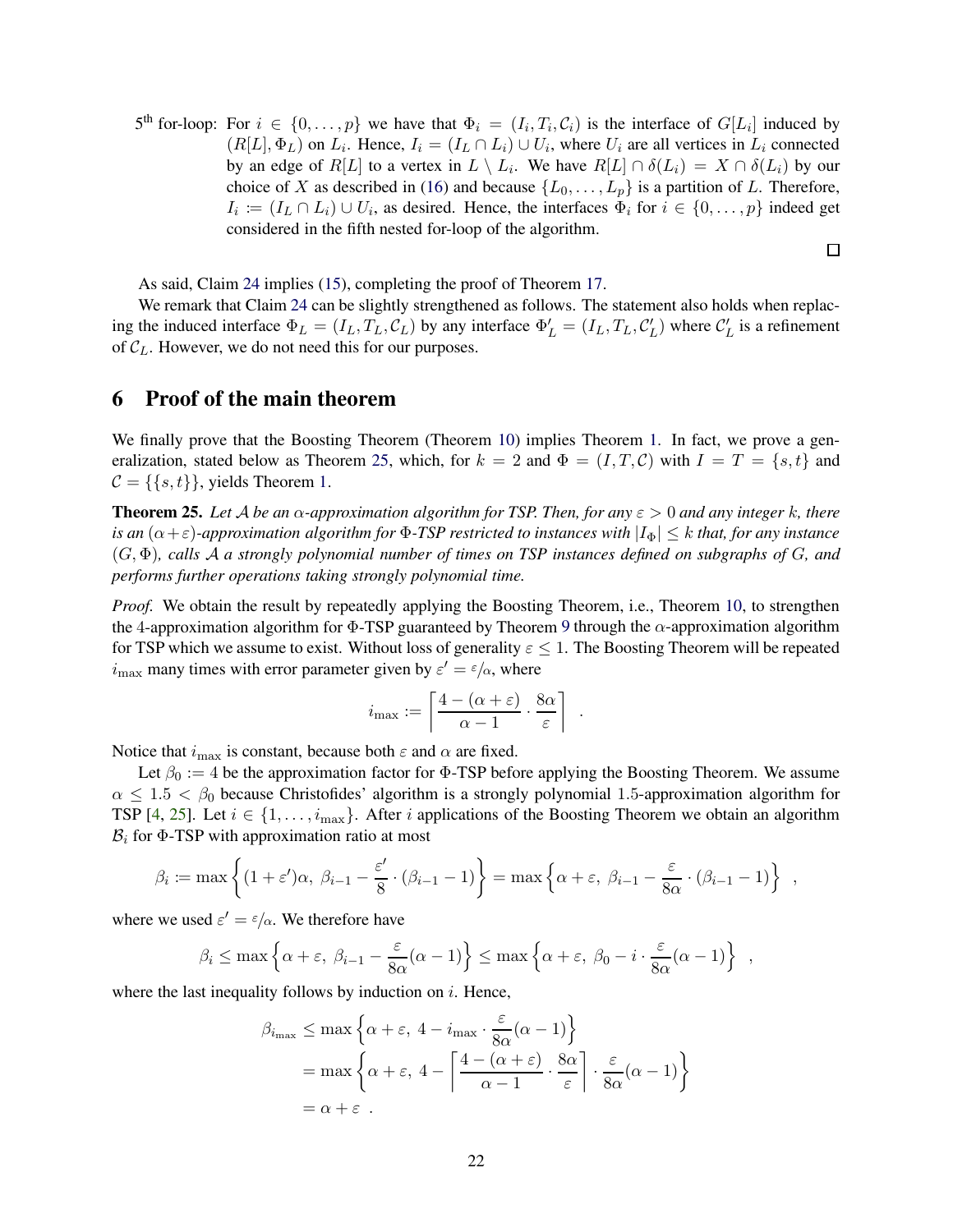5[th] for-loop: For $i \in \{0, \dots, p\}$ we have that $\Phi_i = (I_i, T_i, \mathcal{C}_i)$ is the interface of $G[L_i]$ induced by $(R[L], \Phi_L)$ on $L_i$. Hence, $I_i = (I_L \cap L_i) \cup U_i$, where $U_i$ are all vertices in $L_i$ connected by an edge of $R[L]$ to a vertex in $L \setminus L_i$. We have $R[L] \cap \delta(L_i) = X \cap \delta(L_i)$ by our choice of $X$ as described in (16) and because $\{L_0, \dots, L_p\}$ is a partition of $L$. Therefore, $I_i := (I_L \cap L_i) \cup U_i$, as desired. Hence, the interfaces $\Phi_i$ for $i \in \{0, \dots, p\}$ indeed get considered in the fifth nested for-loop of the algorithm.

□

As said, Claim 24 implies (15), completing the proof of Theorem 17.

We remark that Claim 24 can be slightly strengthened as follows. The statement also holds when replacing the induced interface $\Phi_L = (I_L, T_L, \mathcal{C}_L)$ by any interface $\Phi'_L = (I_L, T_L, \mathcal{C}'_L)$ where $\mathcal{C}'_L$ is a refinement of $\mathcal{C}_L$. However, we do not need this for our purposes.

# 6 Proof of the main theorem

We finally prove that the Boosting Theorem (Theorem 10) implies Theorem 1. In fact, we prove a generalization, stated below as Theorem 25, which, for $k = 2$ and $\Phi = (I, T, \mathcal{C})$ with $I = T = \{s, t\}$ and $\mathcal{C} = \{\{s, t\}\}$, yields Theorem 1.

**Theorem 25.** *Let $\mathcal{A}$ be an $\alpha$-approximation algorithm for TSP. Then, for any $\varepsilon > 0$ and any integer $k$, there is an $(\alpha+\varepsilon)$-approximation algorithm for $\Phi$-TSP restricted to instances with $|I_\Phi| \leq k$ that, for any instance $(G, \Phi)$, calls $\mathcal{A}$ a strongly polynomial number of times on TSP instances defined on subgraphs of $G$, and performs further operations taking strongly polynomial time.*

*Proof.* We obtain the result by repeatedly applying the Boosting Theorem, i.e., Theorem 10, to strengthen the 4-approximation algorithm for $\Phi$-TSP guaranteed by Theorem 9 through the $\alpha$-approximation algorithm for TSP which we assume to exist. Without loss of generality $\varepsilon \leq 1$. The Boosting Theorem will be repeated $i_{\max}$ many times with error parameter given by $\varepsilon' = \varepsilon/\alpha$, where

$$i_{\max} := \left\lceil \frac{4 - (\alpha + \varepsilon)}{\alpha - 1} \cdot \frac{8\alpha}{\varepsilon} \right\rceil \quad .$$

Notice that $i_{\max}$ is constant, because both $\varepsilon$ and $\alpha$ are fixed.

Let $\beta_0 := 4$ be the approximation factor for $\Phi$-TSP before applying the Boosting Theorem. We assume $\alpha \leq 1.5 < \beta_0$ because Christofides' algorithm is a strongly polynomial 1.5-approximation algorithm for TSP [4, 25]. Let $i \in \{1, \dots, i_{\max}\}$. After $i$ applications of the Boosting Theorem we obtain an algorithm $\mathcal{B}_i$ for $\Phi$-TSP with approximation ratio at most

$$\beta_i := \max\left\{(1+\varepsilon')\alpha,\ \beta_{i-1} - \frac{\varepsilon'}{8} \cdot (\beta_{i-1} - 1)\right\} = \max\left\{\alpha + \varepsilon,\ \beta_{i-1} - \frac{\varepsilon}{8\alpha} \cdot (\beta_{i-1} - 1)\right\} \quad ,$$

where we used $\varepsilon' = \varepsilon/\alpha$. We therefore have

$$\beta_i \leq \max\left\{\alpha + \varepsilon,\ \beta_{i-1} - \frac{\varepsilon}{8\alpha}(\alpha - 1)\right\} \leq \max\left\{\alpha + \varepsilon,\ \beta_0 - i \cdot \frac{\varepsilon}{8\alpha}(\alpha - 1)\right\} \quad ,$$

where the last inequality follows by induction on $i$. Hence,

$$\begin{aligned}
\beta_{i_{\max}} &\leq \max\left\{\alpha + \varepsilon,\ 4 - i_{\max} \cdot \frac{\varepsilon}{8\alpha}(\alpha - 1)\right\} \\
&= \max\left\{\alpha + \varepsilon,\ 4 - \left\lceil \frac{4 - (\alpha + \varepsilon)}{\alpha - 1} \cdot \frac{8\alpha}{\varepsilon} \right\rceil \cdot \frac{\varepsilon}{8\alpha}(\alpha - 1)\right\} \\
&= \alpha + \varepsilon \quad .
\end{aligned}$$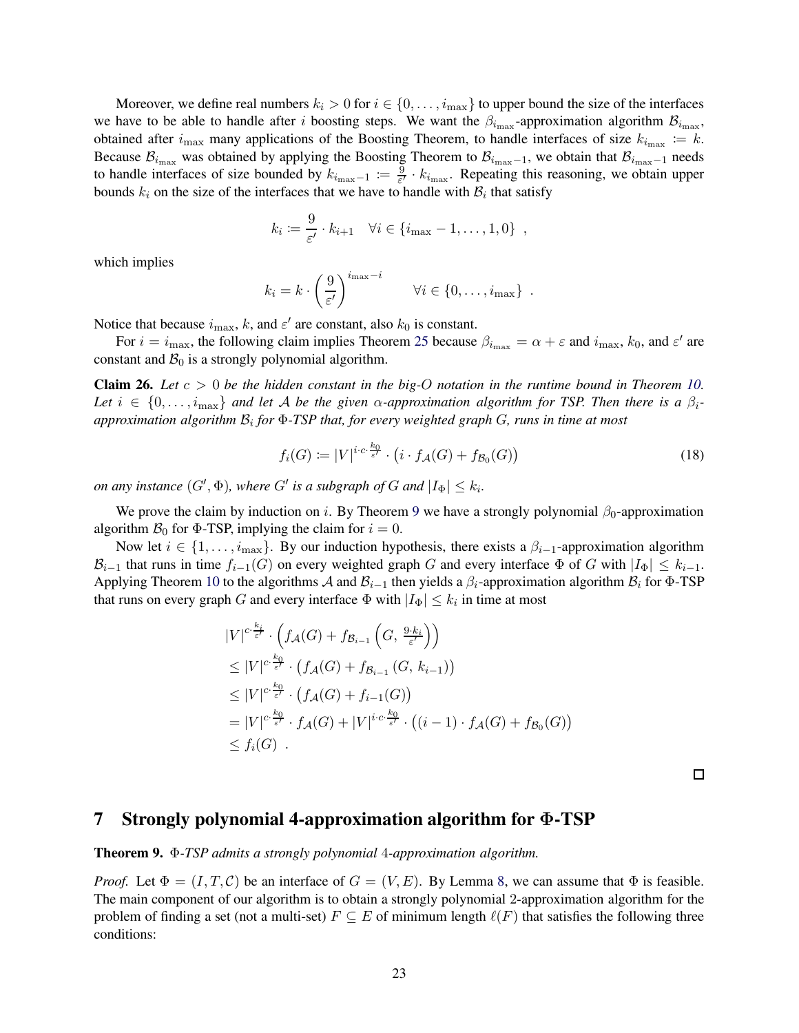Moreover, we define real numbers $k_i > 0$ for $i \in \{0, \ldots, i_{\max}\}$ to upper bound the size of the interfaces we have to be able to handle after $i$ boosting steps. We want the $\beta_{i_{\max}}$-approximation algorithm $\mathcal{B}_{i_{\max}}$, obtained after $i_{\max}$ many applications of the Boosting Theorem, to handle interfaces of size $k_{i_{\max}} := k$. Because $\mathcal{B}_{i_{\max}}$ was obtained by applying the Boosting Theorem to $\mathcal{B}_{i_{\max}-1}$, we obtain that $\mathcal{B}_{i_{\max}-1}$ needs to handle interfaces of size bounded by $k_{i_{\max}-1} := \frac{9}{\varepsilon'} \cdot k_{i_{\max}}$. Repeating this reasoning, we obtain upper bounds $k_i$ on the size of the interfaces that we have to handle with $\mathcal{B}_i$ that satisfy

$$k_i := \frac{9}{\varepsilon'} \cdot k_{i+1} \quad \forall i \in \{i_{\max} - 1, \ldots, 1, 0\} \ ,$$

which implies

$$k_i = k \cdot \left(\frac{9}{\varepsilon'}\right)^{i_{\max}-i} \qquad \forall i \in \{0, \ldots, i_{\max}\} \ .$$

Notice that because $i_{\max}$, $k$, and $\varepsilon'$ are constant, also $k_0$ is constant.

For $i = i_{\max}$, the following claim implies Theorem 25 because $\beta_{i_{\max}} = \alpha + \varepsilon$ and $i_{\max}$, $k_0$, and $\varepsilon'$ are constant and $\mathcal{B}_0$ is a strongly polynomial algorithm.

**Claim 26.** *Let $c > 0$ be the hidden constant in the big-O notation in the runtime bound in Theorem 10. Let $i \in \{0, \ldots, i_{\max}\}$ and let $\mathcal{A}$ be the given $\alpha$-approximation algorithm for TSP. Then there is a $\beta_i$-approximation algorithm $\mathcal{B}_i$ for $\Phi$-TSP that, for every weighted graph $G$, runs in time at most*

$$f_i(G) := |V|^{i \cdot c \cdot \frac{k_0}{\varepsilon'}} \cdot \big(i \cdot f_{\mathcal{A}}(G) + f_{\mathcal{B}_0}(G)\big) \tag{18}$$

*on any instance $(G', \Phi)$, where $G'$ is a subgraph of $G$ and $|I_\Phi| \leq k_i$.*

We prove the claim by induction on $i$. By Theorem 9 we have a strongly polynomial $\beta_0$-approximation algorithm $\mathcal{B}_0$ for $\Phi$-TSP, implying the claim for $i = 0$.

Now let $i \in \{1, \ldots, i_{\max}\}$. By our induction hypothesis, there exists a $\beta_{i-1}$-approximation algorithm $\mathcal{B}_{i-1}$ that runs in time $f_{i-1}(G)$ on every weighted graph $G$ and every interface $\Phi$ of $G$ with $|I_\Phi| \leq k_{i-1}$. Applying Theorem 10 to the algorithms $\mathcal{A}$ and $\mathcal{B}_{i-1}$ then yields a $\beta_i$-approximation algorithm $\mathcal{B}_i$ for $\Phi$-TSP that runs on every graph $G$ and every interface $\Phi$ with $|I_\Phi| \leq k_i$ in time at most

$$\begin{aligned}
&|V|^{c \cdot \frac{k_i}{\varepsilon'}} \cdot \left(f_{\mathcal{A}}(G) + f_{\mathcal{B}_{i-1}}\left(G,\ \tfrac{9 \cdot k_i}{\varepsilon'}\right)\right) \\
&\leq |V|^{c \cdot \frac{k_0}{\varepsilon'}} \cdot \big(f_{\mathcal{A}}(G) + f_{\mathcal{B}_{i-1}}(G,\ k_{i-1})\big) \\
&\leq |V|^{c \cdot \frac{k_0}{\varepsilon'}} \cdot \big(f_{\mathcal{A}}(G) + f_{i-1}(G)\big) \\
&= |V|^{c \cdot \frac{k_0}{\varepsilon'}} \cdot f_{\mathcal{A}}(G) + |V|^{i \cdot c \cdot \frac{k_0}{\varepsilon'}} \cdot \big((i-1) \cdot f_{\mathcal{A}}(G) + f_{\mathcal{B}_0}(G)\big) \\
&\leq f_i(G) \ .
\end{aligned}$$

□

## 7 Strongly polynomial 4-approximation algorithm for Φ-TSP

**Theorem 9.** *$\Phi$-TSP admits a strongly polynomial 4-approximation algorithm.*

*Proof.* Let $\Phi = (I, T, \mathcal{C})$ be an interface of $G = (V, E)$. By Lemma 8, we can assume that $\Phi$ is feasible. The main component of our algorithm is to obtain a strongly polynomial 2-approximation algorithm for the problem of finding a set (not a multi-set) $F \subseteq E$ of minimum length $\ell(F)$ that satisfies the following three conditions: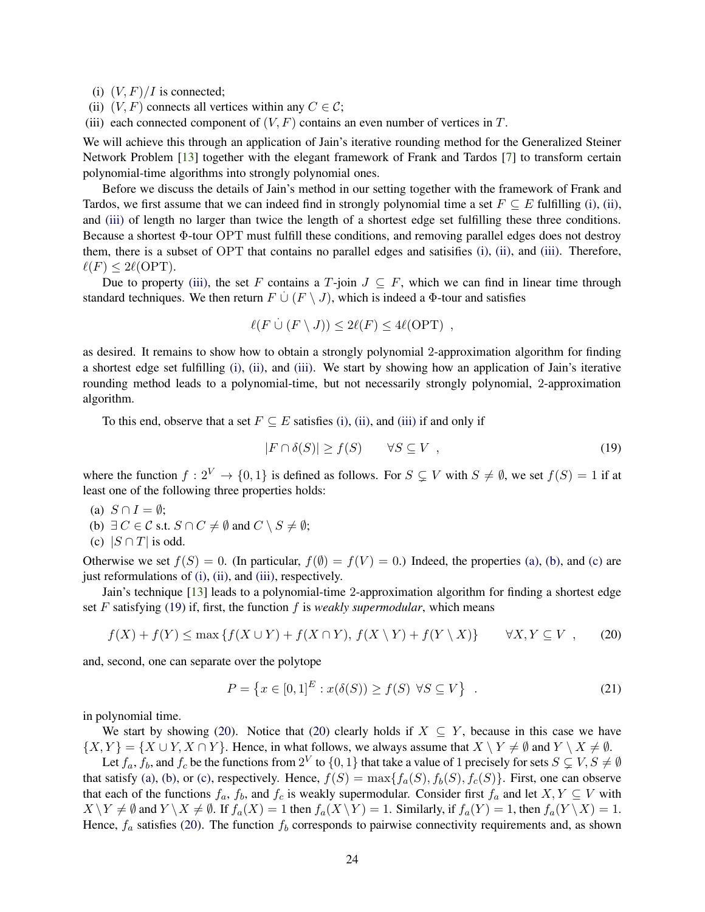(i) $(V, F)/I$ is connected;
(ii) $(V, F)$ connects all vertices within any $C \in \mathcal{C}$;
(iii) each connected component of $(V, F)$ contains an even number of vertices in $T$.

We will achieve this through an application of Jain's iterative rounding method for the Generalized Steiner Network Problem [13] together with the elegant framework of Frank and Tardos [7] to transform certain polynomial-time algorithms into strongly polynomial ones.

Before we discuss the details of Jain's method in our setting together with the framework of Frank and Tardos, we first assume that we can indeed find in strongly polynomial time a set $F \subseteq E$ fulfilling (i), (ii), and (iii) of length no larger than twice the length of a shortest edge set fulfilling these three conditions. Because a shortest $\Phi$-tour $\mathrm{OPT}$ must fulfill these conditions, and removing parallel edges does not destroy them, there is a subset of $\mathrm{OPT}$ that contains no parallel edges and satisifies (i), (ii), and (iii). Therefore, $\ell(F) \leq 2\ell(\mathrm{OPT})$.

Due to property (iii), the set $F$ contains a $T$-join $J \subseteq F$, which we can find in linear time through standard techniques. We then return $F \,\dot\cup\, (F \setminus J)$, which is indeed a $\Phi$-tour and satisfies

$$\ell(F \,\dot\cup\, (F \setminus J)) \leq 2\ell(F) \leq 4\ell(\mathrm{OPT}) \enspace ,$$

as desired. It remains to show how to obtain a strongly polynomial 2-approximation algorithm for finding a shortest edge set fulfilling (i), (ii), and (iii). We start by showing how an application of Jain's iterative rounding method leads to a polynomial-time, but not necessarily strongly polynomial, 2-approximation algorithm.

To this end, observe that a set $F \subseteq E$ satisfies (i), (ii), and (iii) if and only if

$$|F \cap \delta(S)| \geq f(S) \qquad \forall S \subseteq V \enspace , \tag{19}$$

where the function $f : 2^V \to \{0, 1\}$ is defined as follows. For $S \subsetneq V$ with $S \neq \emptyset$, we set $f(S) = 1$ if at least one of the following three properties holds:

(a) $S \cap I = \emptyset$;
(b) $\exists\, C \in \mathcal{C}$ s.t. $S \cap C \neq \emptyset$ and $C \setminus S \neq \emptyset$;
(c) $|S \cap T|$ is odd.

Otherwise we set $f(S) = 0$. (In particular, $f(\emptyset) = f(V) = 0$.) Indeed, the properties (a), (b), and (c) are just reformulations of (i), (ii), and (iii), respectively.

Jain's technique [13] leads to a polynomial-time 2-approximation algorithm for finding a shortest edge set $F$ satisfying (19) if, first, the function $f$ is *weakly supermodular*, which means

$$f(X) + f(Y) \leq \max\left\{f(X \cup Y) + f(X \cap Y),\, f(X \setminus Y) + f(Y \setminus X)\right\} \qquad \forall X, Y \subseteq V \enspace , \tag{20}$$

and, second, one can separate over the polytope

$$P = \left\{x \in [0,1]^E : x(\delta(S)) \geq f(S) \;\forall S \subseteq V\right\} \enspace . \tag{21}$$

in polynomial time.

We start by showing (20). Notice that (20) clearly holds if $X \subseteq Y$, because in this case we have $\{X, Y\} = \{X \cup Y, X \cap Y\}$. Hence, in what follows, we always assume that $X \setminus Y \neq \emptyset$ and $Y \setminus X \neq \emptyset$.

Let $f_a$, $f_b$, and $f_c$ be the functions from $2^V$ to $\{0, 1\}$ that take a value of 1 precisely for sets $S \subsetneq V, S \neq \emptyset$ that satisfy (a), (b), or (c), respectively. Hence, $f(S) = \max\{f_a(S), f_b(S), f_c(S)\}$. First, one can observe that each of the functions $f_a$, $f_b$, and $f_c$ is weakly supermodular. Consider first $f_a$ and let $X, Y \subseteq V$ with $X \setminus Y \neq \emptyset$ and $Y \setminus X \neq \emptyset$. If $f_a(X) = 1$ then $f_a(X \setminus Y) = 1$. Similarly, if $f_a(Y) = 1$, then $f_a(Y \setminus X) = 1$. Hence, $f_a$ satisfies (20). The function $f_b$ corresponds to pairwise connectivity requirements and, as shown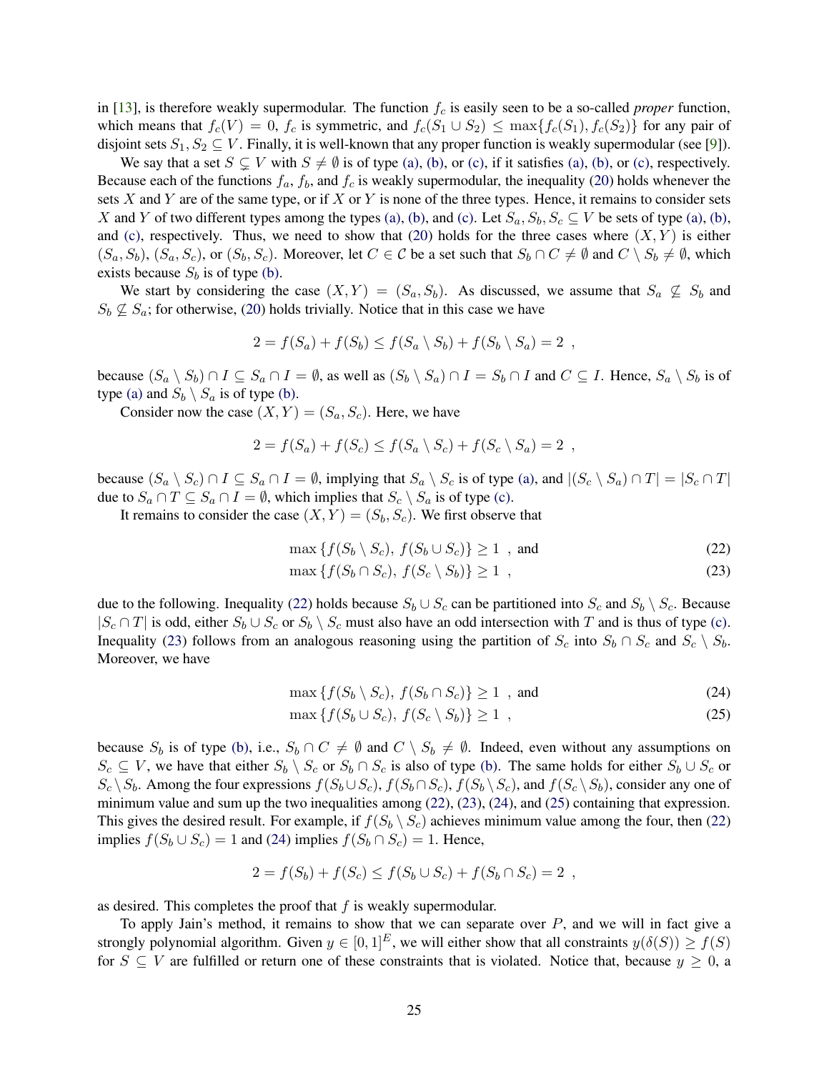in [13], is therefore weakly supermodular. The function $f_c$ is easily seen to be a so-called *proper* function, which means that $f_c(V) = 0$, $f_c$ is symmetric, and $f_c(S_1 \cup S_2) \leq \max\{f_c(S_1), f_c(S_2)\}$ for any pair of disjoint sets $S_1, S_2 \subseteq V$. Finally, it is well-known that any proper function is weakly supermodular (see [9]).

We say that a set $S \subsetneq V$ with $S \neq \emptyset$ is of type (a), (b), or (c), if it satisfies (a), (b), or (c), respectively. Because each of the functions $f_a$, $f_b$, and $f_c$ is weakly supermodular, the inequality (20) holds whenever the sets $X$ and $Y$ are of the same type, or if $X$ or $Y$ is none of the three types. Hence, it remains to consider sets $X$ and $Y$ of two different types among the types (a), (b), and (c). Let $S_a, S_b, S_c \subseteq V$ be sets of type (a), (b), and (c), respectively. Thus, we need to show that (20) holds for the three cases where $(X, Y)$ is either $(S_a, S_b)$, $(S_a, S_c)$, or $(S_b, S_c)$. Moreover, let $C \in \mathcal{C}$ be a set such that $S_b \cap C \neq \emptyset$ and $C \setminus S_b \neq \emptyset$, which exists because $S_b$ is of type (b).

We start by considering the case $(X, Y) = (S_a, S_b)$. As discussed, we assume that $S_a \not\subseteq S_b$ and $S_b \not\subseteq S_a$; for otherwise, (20) holds trivially. Notice that in this case we have

$$2 = f(S_a) + f(S_b) \leq f(S_a \setminus S_b) + f(S_b \setminus S_a) = 2 \ ,$$

because $(S_a \setminus S_b) \cap I \subseteq S_a \cap I = \emptyset$, as well as $(S_b \setminus S_a) \cap I = S_b \cap I$ and $C \subseteq I$. Hence, $S_a \setminus S_b$ is of type (a) and $S_b \setminus S_a$ is of type (b).

Consider now the case $(X, Y) = (S_a, S_c)$. Here, we have

$$2 = f(S_a) + f(S_c) \leq f(S_a \setminus S_c) + f(S_c \setminus S_a) = 2 \ ,$$

because $(S_a \setminus S_c) \cap I \subseteq S_a \cap I = \emptyset$, implying that $S_a \setminus S_c$ is of type (a), and $|(S_c \setminus S_a) \cap T| = |S_c \cap T|$ due to $S_a \cap T \subseteq S_a \cap I = \emptyset$, which implies that $S_c \setminus S_a$ is of type (c).

It remains to consider the case $(X, Y) = (S_b, S_c)$. We first observe that

$$\max\{f(S_b \setminus S_c),\ f(S_b \cup S_c)\} \geq 1 \ \text{, and} \tag{22}$$

$$\max\{f(S_b \cap S_c),\ f(S_c \setminus S_b)\} \geq 1 \ , \tag{23}$$

due to the following. Inequality (22) holds because $S_b \cup S_c$ can be partitioned into $S_c$ and $S_b \setminus S_c$. Because $|S_c \cap T|$ is odd, either $S_b \cup S_c$ or $S_b \setminus S_c$ must also have an odd intersection with $T$ and is thus of type (c). Inequality (23) follows from an analogous reasoning using the partition of $S_c$ into $S_b \cap S_c$ and $S_c \setminus S_b$. Moreover, we have

$$\max\{f(S_b \setminus S_c),\ f(S_b \cap S_c)\} \geq 1 \ \text{, and} \tag{24}$$

$$\max\{f(S_b \cup S_c),\ f(S_c \setminus S_b)\} \geq 1 \ , \tag{25}$$

because $S_b$ is of type (b), i.e., $S_b \cap C \neq \emptyset$ and $C \setminus S_b \neq \emptyset$. Indeed, even without any assumptions on $S_c \subseteq V$, we have that either $S_b \setminus S_c$ or $S_b \cap S_c$ is also of type (b). The same holds for either $S_b \cup S_c$ or $S_c \setminus S_b$. Among the four expressions $f(S_b \cup S_c)$, $f(S_b \cap S_c)$, $f(S_b \setminus S_c)$, and $f(S_c \setminus S_b)$, consider any one of minimum value and sum up the two inequalities among (22), (23), (24), and (25) containing that expression. This gives the desired result. For example, if $f(S_b \setminus S_c)$ achieves minimum value among the four, then (22) implies $f(S_b \cup S_c) = 1$ and (24) implies $f(S_b \cap S_c) = 1$. Hence,

$$2 = f(S_b) + f(S_c) \leq f(S_b \cup S_c) + f(S_b \cap S_c) = 2 \ ,$$

as desired. This completes the proof that $f$ is weakly supermodular.

To apply Jain's method, it remains to show that we can separate over $P$, and we will in fact give a strongly polynomial algorithm. Given $y \in [0,1]^E$, we will either show that all constraints $y(\delta(S)) \geq f(S)$ for $S \subseteq V$ are fulfilled or return one of these constraints that is violated. Notice that, because $y \geq 0$, a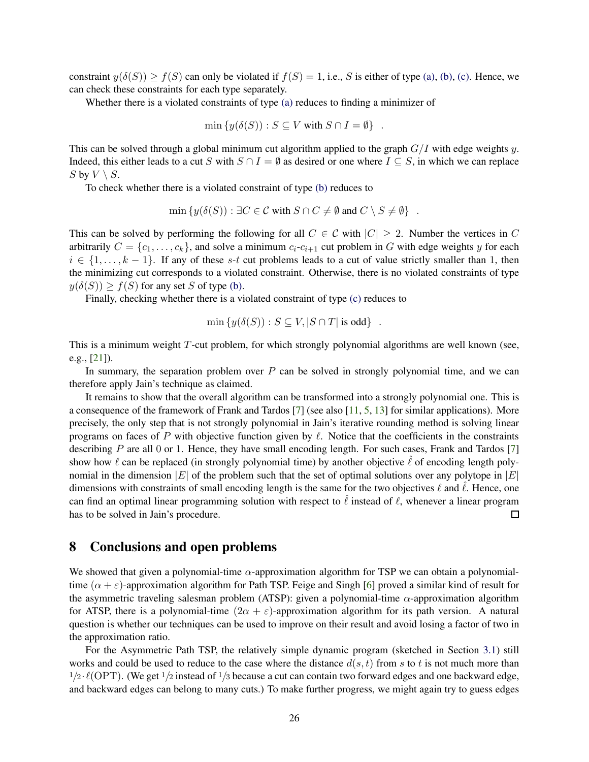constraint $y(\delta(S)) \geq f(S)$ can only be violated if $f(S) = 1$, i.e., $S$ is either of type (a), (b), (c). Hence, we can check these constraints for each type separately.

Whether there is a violated constraints of type (a) reduces to finding a minimizer of

$$\min \{y(\delta(S)) : S \subseteq V \text{ with } S \cap I = \emptyset\} \quad .$$

This can be solved through a global minimum cut algorithm applied to the graph $G/I$ with edge weights $y$. Indeed, this either leads to a cut $S$ with $S \cap I = \emptyset$ as desired or one where $I \subseteq S$, in which we can replace $S$ by $V \setminus S$.

To check whether there is a violated constraint of type (b) reduces to

$$\min \{y(\delta(S)) : \exists C \in \mathcal{C} \text{ with } S \cap C \neq \emptyset \text{ and } C \setminus S \neq \emptyset\} \quad .$$

This can be solved by performing the following for all $C \in \mathcal{C}$ with $|C| \geq 2$. Number the vertices in $C$ arbitrarily $C = \{c_1, \ldots, c_k\}$, and solve a minimum $c_i$-$c_{i+1}$ cut problem in $G$ with edge weights $y$ for each $i \in \{1, \ldots, k-1\}$. If any of these $s$-$t$ cut problems leads to a cut of value strictly smaller than 1, then the minimizing cut corresponds to a violated constraint. Otherwise, there is no violated constraints of type $y(\delta(S)) \geq f(S)$ for any set $S$ of type (b).

Finally, checking whether there is a violated constraint of type (c) reduces to

$$\min \{y(\delta(S)) : S \subseteq V, |S \cap T| \text{ is odd}\} \quad .$$

This is a minimum weight $T$-cut problem, for which strongly polynomial algorithms are well known (see, e.g., [21]).

In summary, the separation problem over $P$ can be solved in strongly polynomial time, and we can therefore apply Jain's technique as claimed.

It remains to show that the overall algorithm can be transformed into a strongly polynomial one. This is a consequence of the framework of Frank and Tardos [7] (see also [11, 5, 13] for similar applications). More precisely, the only step that is not strongly polynomial in Jain's iterative rounding method is solving linear programs on faces of $P$ with objective function given by $\ell$. Notice that the coefficients in the constraints describing $P$ are all 0 or 1. Hence, they have small encoding length. For such cases, Frank and Tardos [7] show how $\ell$ can be replaced (in strongly polynomial time) by another objective $\hat{\ell}$ of encoding length polynomial in the dimension $|E|$ of the problem such that the set of optimal solutions over any polytope in $|E|$ dimensions with constraints of small encoding length is the same for the two objectives $\ell$ and $\hat{\ell}$. Hence, one can find an optimal linear programming solution with respect to $\hat{\ell}$ instead of $\ell$, whenever a linear program has to be solved in Jain's procedure. □

# 8 Conclusions and open problems

We showed that given a polynomial-time $\alpha$-approximation algorithm for TSP we can obtain a polynomial-time $(\alpha + \varepsilon)$-approximation algorithm for Path TSP. Feige and Singh [6] proved a similar kind of result for the asymmetric traveling salesman problem (ATSP): given a polynomial-time $\alpha$-approximation algorithm for ATSP, there is a polynomial-time $(2\alpha + \varepsilon)$-approximation algorithm for its path version. A natural question is whether our techniques can be used to improve on their result and avoid losing a factor of two in the approximation ratio.

For the Asymmetric Path TSP, the relatively simple dynamic program (sketched in Section 3.1) still works and could be used to reduce to the case where the distance $d(s,t)$ from $s$ to $t$ is not much more than $1/2 \cdot \ell(\mathrm{OPT})$. (We get $1/2$ instead of $1/3$ because a cut can contain two forward edges and one backward edge, and backward edges can belong to many cuts.) To make further progress, we might again try to guess edges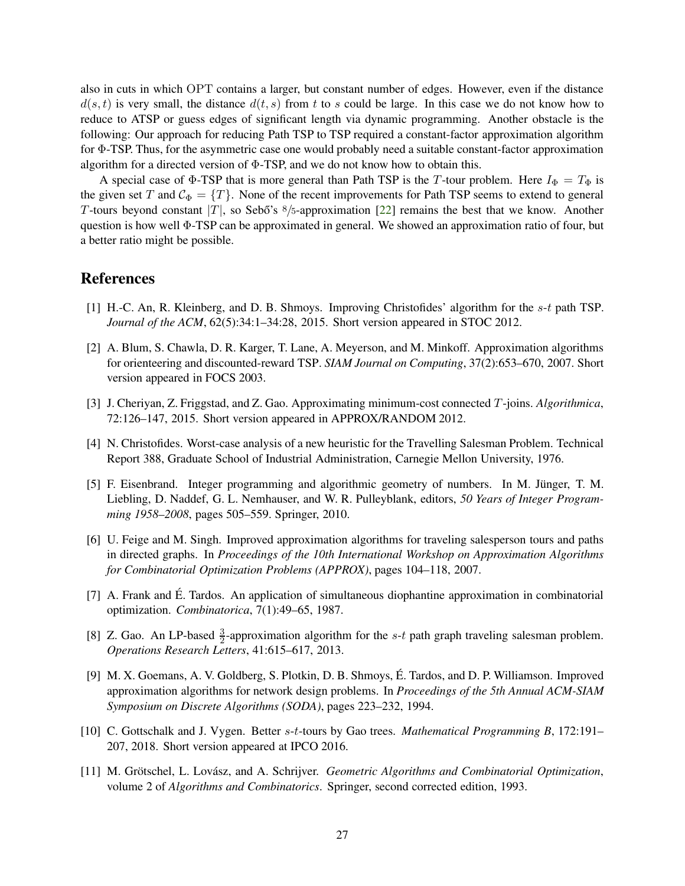also in cuts in which OPT contains a larger, but constant number of edges. However, even if the distance $d(s,t)$ is very small, the distance $d(t,s)$ from $t$ to $s$ could be large. In this case we do not know how to reduce to ATSP or guess edges of significant length via dynamic programming. Another obstacle is the following: Our approach for reducing Path TSP to TSP required a constant-factor approximation algorithm for $\Phi$-TSP. Thus, for the asymmetric case one would probably need a suitable constant-factor approximation algorithm for a directed version of $\Phi$-TSP, and we do not know how to obtain this.

A special case of $\Phi$-TSP that is more general than Path TSP is the $T$-tour problem. Here $I_\Phi = T_\Phi$ is the given set $T$ and $\mathcal{C}_\Phi = \{T\}$. None of the recent improvements for Path TSP seems to extend to general $T$-tours beyond constant $|T|$, so Sebő's $8/5$-approximation [22] remains the best that we know. Another question is how well $\Phi$-TSP can be approximated in general. We showed an approximation ratio of four, but a better ratio might be possible.

## References

[1] H.-C. An, R. Kleinberg, and D. B. Shmoys. Improving Christofides' algorithm for the $s$-$t$ path TSP. *Journal of the ACM*, 62(5):34:1–34:28, 2015. Short version appeared in STOC 2012.

[2] A. Blum, S. Chawla, D. R. Karger, T. Lane, A. Meyerson, and M. Minkoff. Approximation algorithms for orienteering and discounted-reward TSP. *SIAM Journal on Computing*, 37(2):653–670, 2007. Short version appeared in FOCS 2003.

[3] J. Cheriyan, Z. Friggstad, and Z. Gao. Approximating minimum-cost connected $T$-joins. *Algorithmica*, 72:126–147, 2015. Short version appeared in APPROX/RANDOM 2012.

[4] N. Christofides. Worst-case analysis of a new heuristic for the Travelling Salesman Problem. Technical Report 388, Graduate School of Industrial Administration, Carnegie Mellon University, 1976.

[5] F. Eisenbrand. Integer programming and algorithmic geometry of numbers. In M. Jünger, T. M. Liebling, D. Naddef, G. L. Nemhauser, and W. R. Pulleyblank, editors, *50 Years of Integer Programming 1958–2008*, pages 505–559. Springer, 2010.

[6] U. Feige and M. Singh. Improved approximation algorithms for traveling salesperson tours and paths in directed graphs. In *Proceedings of the 10th International Workshop on Approximation Algorithms for Combinatorial Optimization Problems (APPROX)*, pages 104–118, 2007.

[7] A. Frank and É. Tardos. An application of simultaneous diophantine approximation in combinatorial optimization. *Combinatorica*, 7(1):49–65, 1987.

[8] Z. Gao. An LP-based $\frac{3}{2}$-approximation algorithm for the $s$-$t$ path graph traveling salesman problem. *Operations Research Letters*, 41:615–617, 2013.

[9] M. X. Goemans, A. V. Goldberg, S. Plotkin, D. B. Shmoys, É. Tardos, and D. P. Williamson. Improved approximation algorithms for network design problems. In *Proceedings of the 5th Annual ACM-SIAM Symposium on Discrete Algorithms (SODA)*, pages 223–232, 1994.

[10] C. Gottschalk and J. Vygen. Better $s$-$t$-tours by Gao trees. *Mathematical Programming B*, 172:191–207, 2018. Short version appeared at IPCO 2016.

[11] M. Grötschel, L. Lovász, and A. Schrijver. *Geometric Algorithms and Combinatorial Optimization*, volume 2 of *Algorithms and Combinatorics*. Springer, second corrected edition, 1993.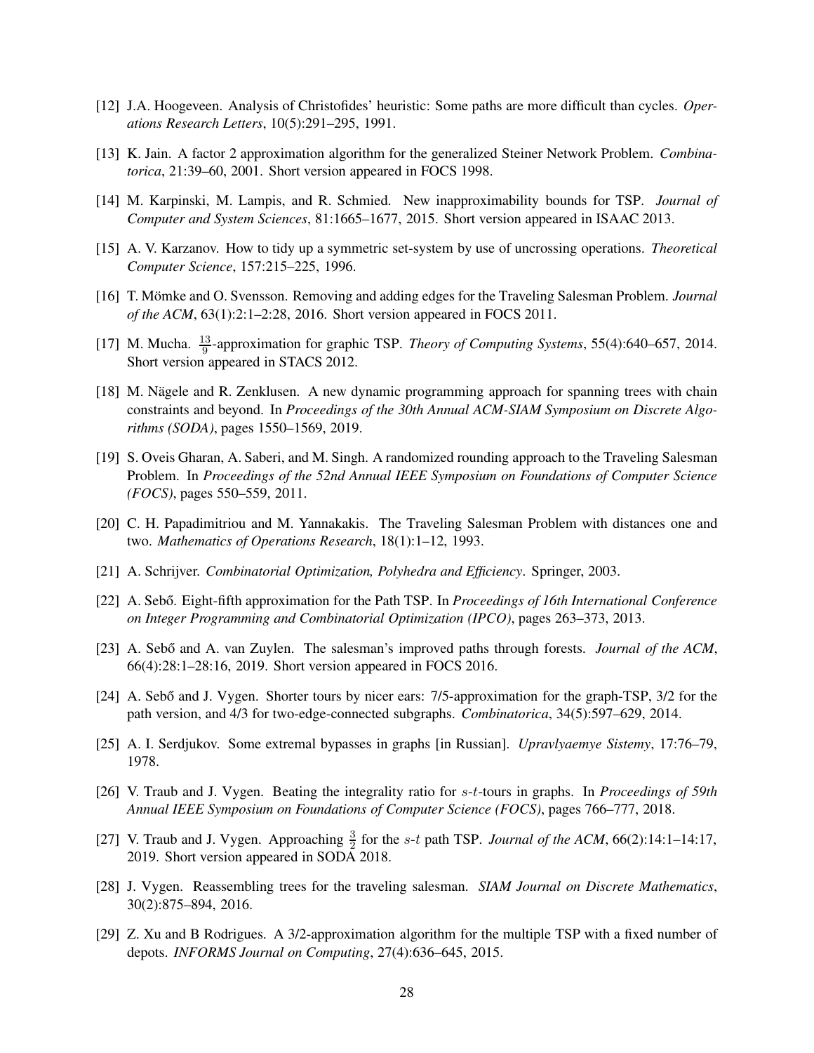[12] J.A. Hoogeveen. Analysis of Christofides' heuristic: Some paths are more difficult than cycles. *Operations Research Letters*, 10(5):291–295, 1991.

[13] K. Jain. A factor 2 approximation algorithm for the generalized Steiner Network Problem. *Combinatorica*, 21:39–60, 2001. Short version appeared in FOCS 1998.

[14] M. Karpinski, M. Lampis, and R. Schmied. New inapproximability bounds for TSP. *Journal of Computer and System Sciences*, 81:1665–1677, 2015. Short version appeared in ISAAC 2013.

[15] A. V. Karzanov. How to tidy up a symmetric set-system by use of uncrossing operations. *Theoretical Computer Science*, 157:215–225, 1996.

[16] T. Mömke and O. Svensson. Removing and adding edges for the Traveling Salesman Problem. *Journal of the ACM*, 63(1):2:1–2:28, 2016. Short version appeared in FOCS 2011.

[17] M. Mucha. $\frac{13}{9}$-approximation for graphic TSP. *Theory of Computing Systems*, 55(4):640–657, 2014. Short version appeared in STACS 2012.

[18] M. Nägele and R. Zenklusen. A new dynamic programming approach for spanning trees with chain constraints and beyond. In *Proceedings of the 30th Annual ACM-SIAM Symposium on Discrete Algorithms (SODA)*, pages 1550–1569, 2019.

[19] S. Oveis Gharan, A. Saberi, and M. Singh. A randomized rounding approach to the Traveling Salesman Problem. In *Proceedings of the 52nd Annual IEEE Symposium on Foundations of Computer Science (FOCS)*, pages 550–559, 2011.

[20] C. H. Papadimitriou and M. Yannakakis. The Traveling Salesman Problem with distances one and two. *Mathematics of Operations Research*, 18(1):1–12, 1993.

[21] A. Schrijver. *Combinatorial Optimization, Polyhedra and Efficiency*. Springer, 2003.

[22] A. Sebő. Eight-fifth approximation for the Path TSP. In *Proceedings of 16th International Conference on Integer Programming and Combinatorial Optimization (IPCO)*, pages 263–373, 2013.

[23] A. Sebő and A. van Zuylen. The salesman's improved paths through forests. *Journal of the ACM*, 66(4):28:1–28:16, 2019. Short version appeared in FOCS 2016.

[24] A. Sebő and J. Vygen. Shorter tours by nicer ears: 7/5-approximation for the graph-TSP, 3/2 for the path version, and 4/3 for two-edge-connected subgraphs. *Combinatorica*, 34(5):597–629, 2014.

[25] A. I. Serdjukov. Some extremal bypasses in graphs [in Russian]. *Upravlyaemye Sistemy*, 17:76–79, 1978.

[26] V. Traub and J. Vygen. Beating the integrality ratio for $s$-$t$-tours in graphs. In *Proceedings of 59th Annual IEEE Symposium on Foundations of Computer Science (FOCS)*, pages 766–777, 2018.

[27] V. Traub and J. Vygen. Approaching $\frac{3}{2}$ for the $s$-$t$ path TSP. *Journal of the ACM*, 66(2):14:1–14:17, 2019. Short version appeared in SODA 2018.

[28] J. Vygen. Reassembling trees for the traveling salesman. *SIAM Journal on Discrete Mathematics*, 30(2):875–894, 2016.

[29] Z. Xu and B Rodrigues. A 3/2-approximation algorithm for the multiple TSP with a fixed number of depots. *INFORMS Journal on Computing*, 27(4):636–645, 2015.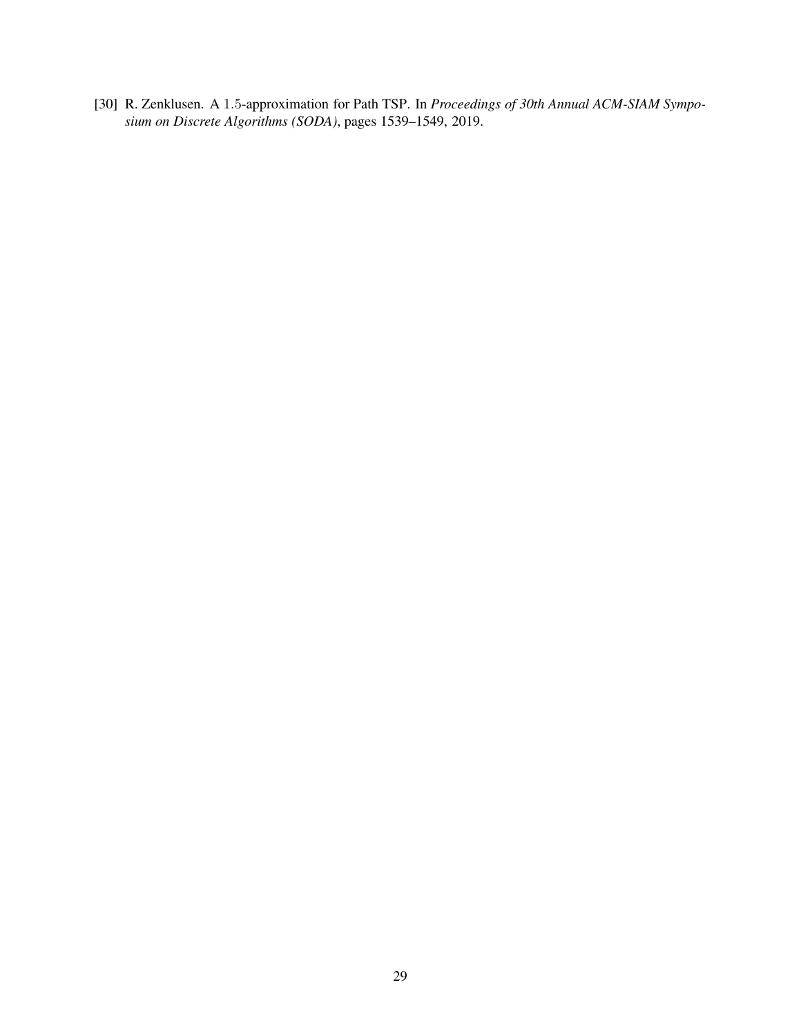[30] R. Zenklusen. A 1.5-approximation for Path TSP. In *Proceedings of 30th Annual ACM-SIAM Symposium on Discrete Algorithms (SODA)*, pages 1539–1549, 2019.